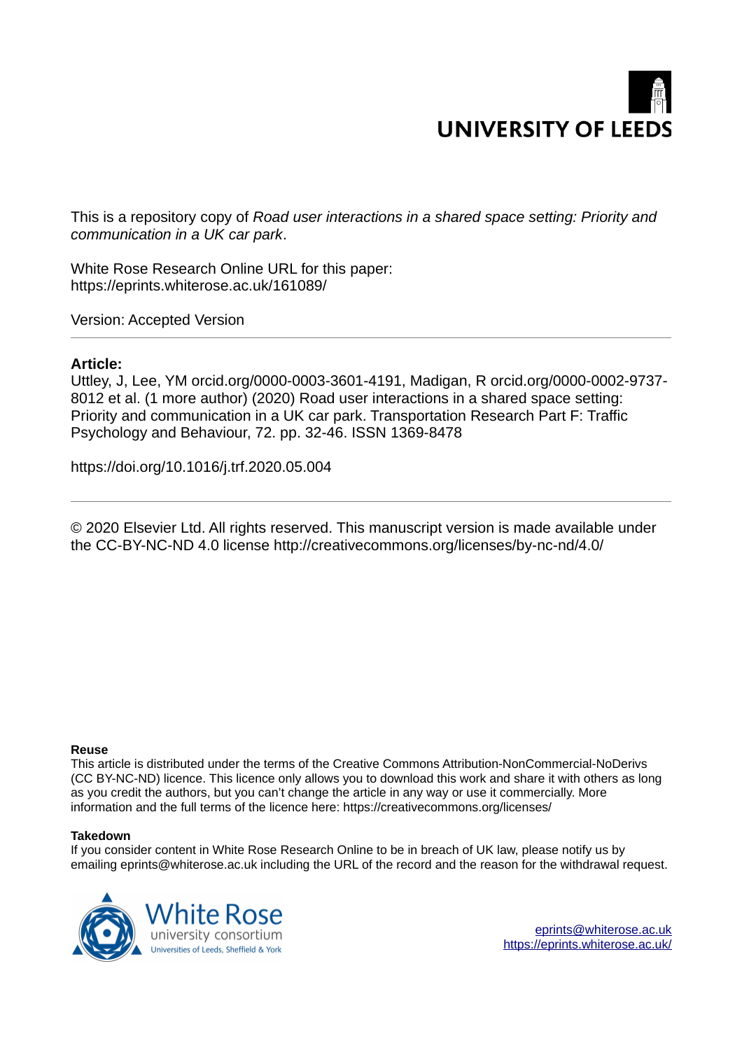UNIVERSITY OF LEEDS

This is a repository copy of *Road user interactions in a shared space setting: Priority and communication in a UK car park*.

White Rose Research Online URL for this paper:
https://eprints.whiterose.ac.uk/161089/

Version: Accepted Version

---

**Article:**

Uttley, J, Lee, YM orcid.org/0000-0003-3601-4191, Madigan, R orcid.org/0000-0002-9737-8012 et al. (1 more author) (2020) Road user interactions in a shared space setting: Priority and communication in a UK car park. Transportation Research Part F: Traffic Psychology and Behaviour, 72. pp. 32-46. ISSN 1369-8478

https://doi.org/10.1016/j.trf.2020.05.004

---

© 2020 Elsevier Ltd. All rights reserved. This manuscript version is made available under the CC-BY-NC-ND 4.0 license http://creativecommons.org/licenses/by-nc-nd/4.0/

**Reuse**

This article is distributed under the terms of the Creative Commons Attribution-NonCommercial-NoDerivs (CC BY-NC-ND) licence. This licence only allows you to download this work and share it with others as long as you credit the authors, but you can't change the article in any way or use it commercially. More information and the full terms of the licence here: https://creativecommons.org/licenses/

**Takedown**

If you consider content in White Rose Research Online to be in breach of UK law, please notify us by emailing eprints@whiterose.ac.uk including the URL of the record and the reason for the withdrawal request.

White Rose university consortium
Universities of Leeds, Sheffield & York

eprints@whiterose.ac.uk
https://eprints.whiterose.ac.uk/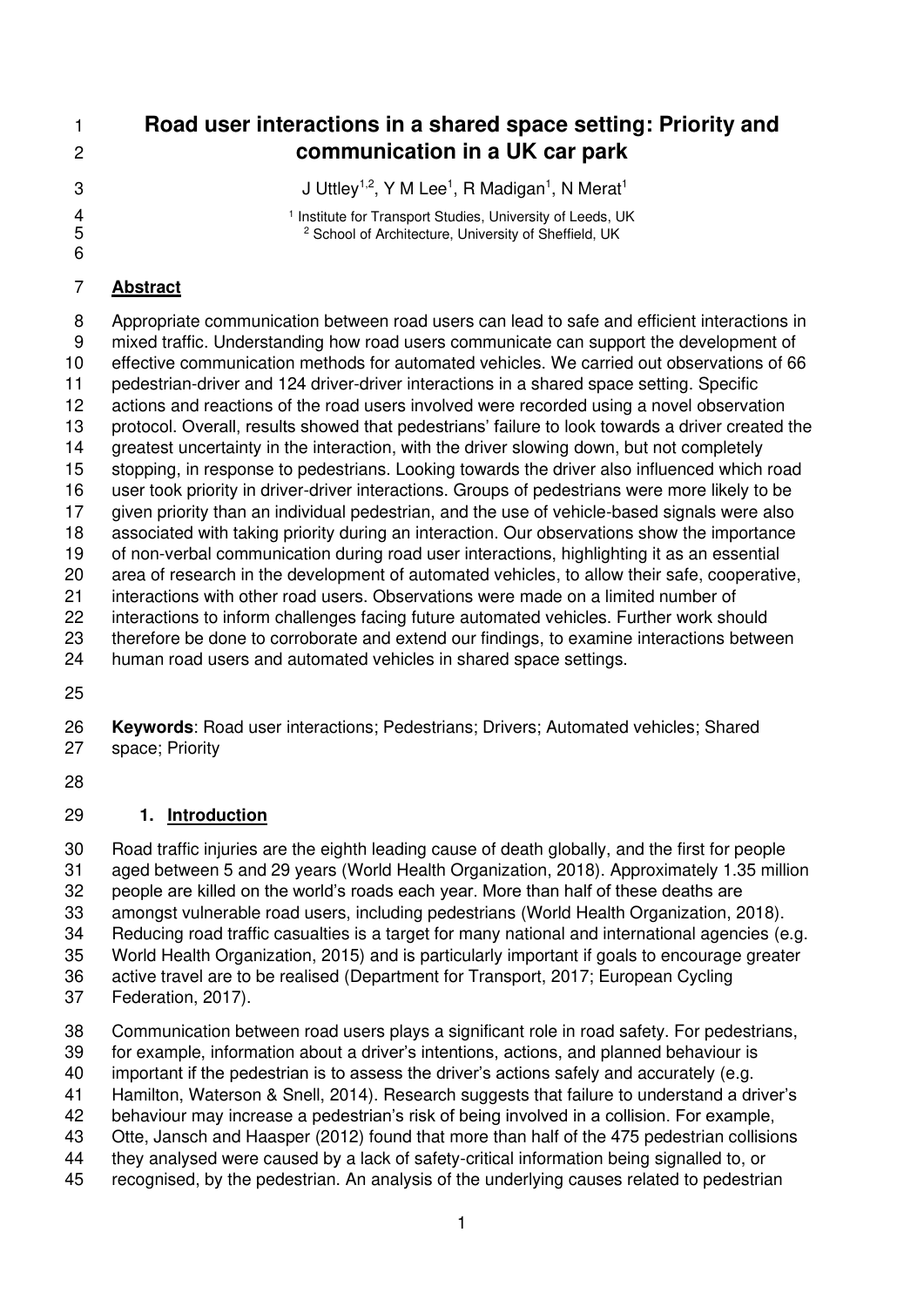# Road user interactions in a shared space setting: Priority and communication in a UK car park

J Uttley[1,2], Y M Lee[1], R Madigan[1], N Merat[1]

[1] Institute for Transport Studies, University of Leeds, UK
[2] School of Architecture, University of Sheffield, UK

## Abstract

Appropriate communication between road users can lead to safe and efficient interactions in mixed traffic. Understanding how road users communicate can support the development of effective communication methods for automated vehicles. We carried out observations of 66 pedestrian-driver and 124 driver-driver interactions in a shared space setting. Specific actions and reactions of the road users involved were recorded using a novel observation protocol. Overall, results showed that pedestrians' failure to look towards a driver created the greatest uncertainty in the interaction, with the driver slowing down, but not completely stopping, in response to pedestrians. Looking towards the driver also influenced which road user took priority in driver-driver interactions. Groups of pedestrians were more likely to be given priority than an individual pedestrian, and the use of vehicle-based signals were also associated with taking priority during an interaction. Our observations show the importance of non-verbal communication during road user interactions, highlighting it as an essential area of research in the development of automated vehicles, to allow their safe, cooperative, interactions with other road users. Observations were made on a limited number of interactions to inform challenges facing future automated vehicles. Further work should therefore be done to corroborate and extend our findings, to examine interactions between human road users and automated vehicles in shared space settings.

**Keywords**: Road user interactions; Pedestrians; Drivers; Automated vehicles; Shared space; Priority

## 1. Introduction

Road traffic injuries are the eighth leading cause of death globally, and the first for people aged between 5 and 29 years (World Health Organization, 2018). Approximately 1.35 million people are killed on the world's roads each year. More than half of these deaths are amongst vulnerable road users, including pedestrians (World Health Organization, 2018). Reducing road traffic casualties is a target for many national and international agencies (e.g. World Health Organization, 2015) and is particularly important if goals to encourage greater active travel are to be realised (Department for Transport, 2017; European Cycling Federation, 2017).

Communication between road users plays a significant role in road safety. For pedestrians, for example, information about a driver's intentions, actions, and planned behaviour is important if the pedestrian is to assess the driver's actions safely and accurately (e.g. Hamilton, Waterson & Snell, 2014). Research suggests that failure to understand a driver's behaviour may increase a pedestrian's risk of being involved in a collision. For example, Otte, Jansch and Haasper (2012) found that more than half of the 475 pedestrian collisions they analysed were caused by a lack of safety-critical information being signalled to, or recognised, by the pedestrian. An analysis of the underlying causes related to pedestrian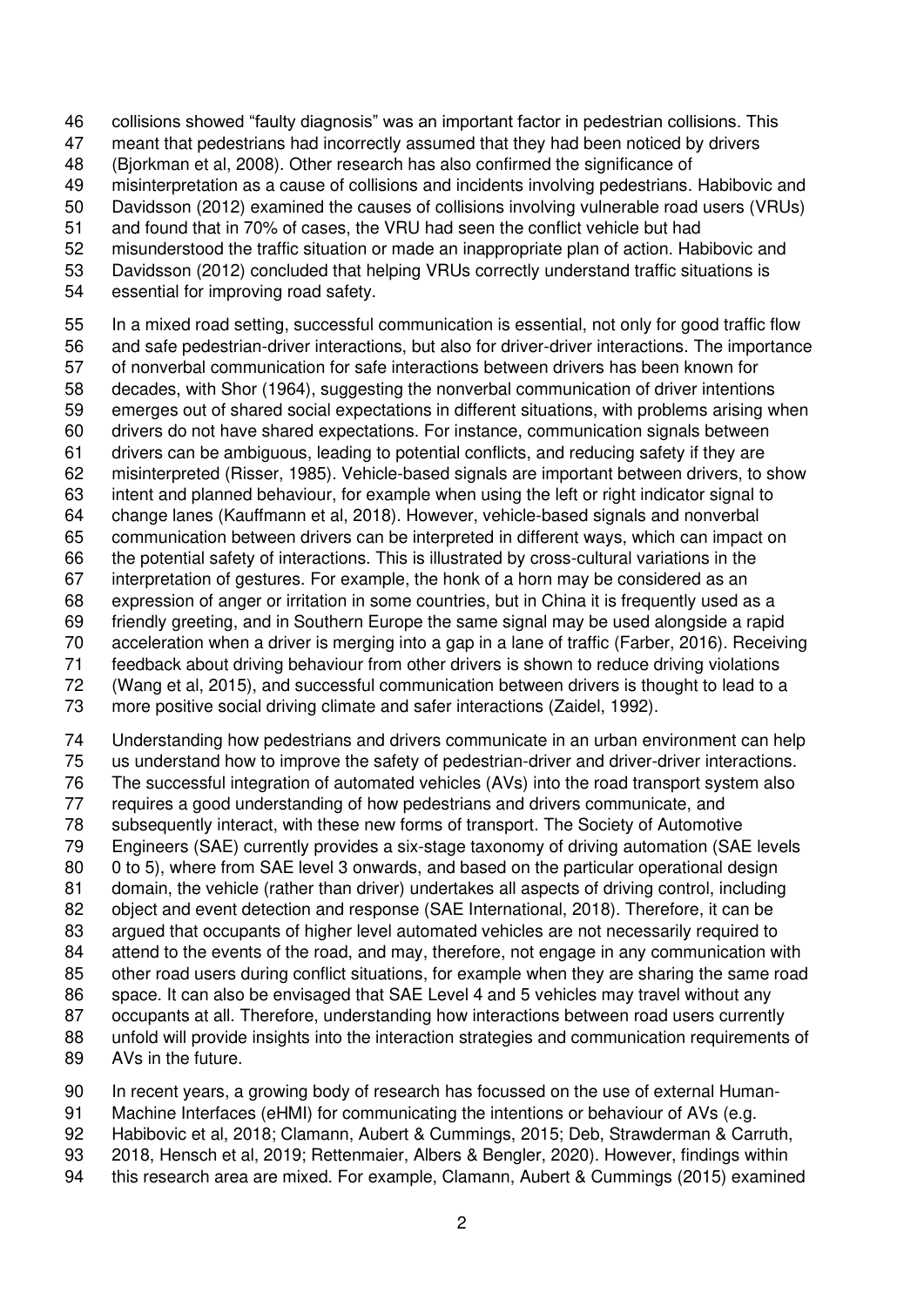collisions showed "faulty diagnosis" was an important factor in pedestrian collisions. This meant that pedestrians had incorrectly assumed that they had been noticed by drivers (Bjorkman et al, 2008). Other research has also confirmed the significance of misinterpretation as a cause of collisions and incidents involving pedestrians. Habibovic and Davidsson (2012) examined the causes of collisions involving vulnerable road users (VRUs) and found that in 70% of cases, the VRU had seen the conflict vehicle but had misunderstood the traffic situation or made an inappropriate plan of action. Habibovic and Davidsson (2012) concluded that helping VRUs correctly understand traffic situations is essential for improving road safety.

In a mixed road setting, successful communication is essential, not only for good traffic flow and safe pedestrian-driver interactions, but also for driver-driver interactions. The importance of nonverbal communication for safe interactions between drivers has been known for decades, with Shor (1964), suggesting the nonverbal communication of driver intentions emerges out of shared social expectations in different situations, with problems arising when drivers do not have shared expectations. For instance, communication signals between drivers can be ambiguous, leading to potential conflicts, and reducing safety if they are misinterpreted (Risser, 1985). Vehicle-based signals are important between drivers, to show intent and planned behaviour, for example when using the left or right indicator signal to change lanes (Kauffmann et al, 2018). However, vehicle-based signals and nonverbal communication between drivers can be interpreted in different ways, which can impact on the potential safety of interactions. This is illustrated by cross-cultural variations in the interpretation of gestures. For example, the honk of a horn may be considered as an expression of anger or irritation in some countries, but in China it is frequently used as a friendly greeting, and in Southern Europe the same signal may be used alongside a rapid acceleration when a driver is merging into a gap in a lane of traffic (Farber, 2016). Receiving feedback about driving behaviour from other drivers is shown to reduce driving violations (Wang et al, 2015), and successful communication between drivers is thought to lead to a more positive social driving climate and safer interactions (Zaidel, 1992).

Understanding how pedestrians and drivers communicate in an urban environment can help us understand how to improve the safety of pedestrian-driver and driver-driver interactions. The successful integration of automated vehicles (AVs) into the road transport system also requires a good understanding of how pedestrians and drivers communicate, and subsequently interact, with these new forms of transport. The Society of Automotive Engineers (SAE) currently provides a six-stage taxonomy of driving automation (SAE levels 0 to 5), where from SAE level 3 onwards, and based on the particular operational design domain, the vehicle (rather than driver) undertakes all aspects of driving control, including object and event detection and response (SAE International, 2018). Therefore, it can be argued that occupants of higher level automated vehicles are not necessarily required to attend to the events of the road, and may, therefore, not engage in any communication with other road users during conflict situations, for example when they are sharing the same road space. It can also be envisaged that SAE Level 4 and 5 vehicles may travel without any occupants at all. Therefore, understanding how interactions between road users currently unfold will provide insights into the interaction strategies and communication requirements of AVs in the future.

In recent years, a growing body of research has focussed on the use of external Human-Machine Interfaces (eHMI) for communicating the intentions or behaviour of AVs (e.g. Habibovic et al, 2018; Clamann, Aubert & Cummings, 2015; Deb, Strawderman & Carruth, 2018, Hensch et al, 2019; Rettenmaier, Albers & Bengler, 2020). However, findings within this research area are mixed. For example, Clamann, Aubert & Cummings (2015) examined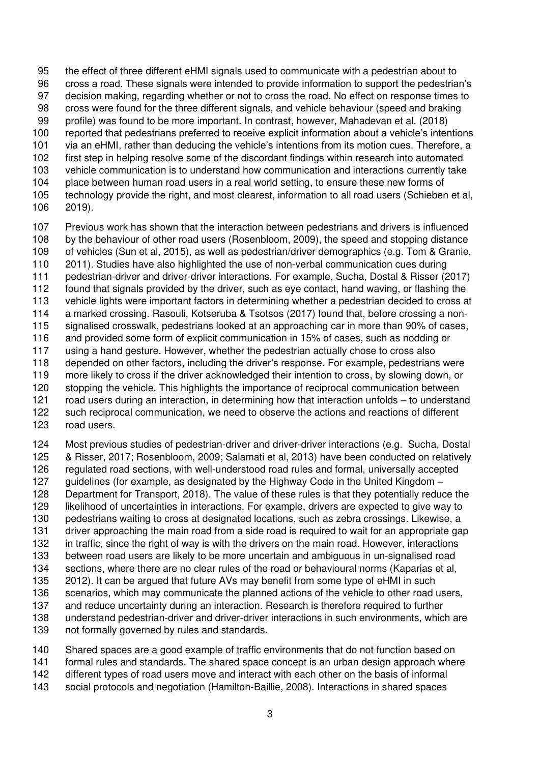the effect of three different eHMI signals used to communicate with a pedestrian about to cross a road. These signals were intended to provide information to support the pedestrian's decision making, regarding whether or not to cross the road. No effect on response times to cross were found for the three different signals, and vehicle behaviour (speed and braking profile) was found to be more important. In contrast, however, Mahadevan et al. (2018) reported that pedestrians preferred to receive explicit information about a vehicle's intentions via an eHMI, rather than deducing the vehicle's intentions from its motion cues. Therefore, a first step in helping resolve some of the discordant findings within research into automated vehicle communication is to understand how communication and interactions currently take place between human road users in a real world setting, to ensure these new forms of technology provide the right, and most clearest, information to all road users (Schieben et al, 2019).

Previous work has shown that the interaction between pedestrians and drivers is influenced by the behaviour of other road users (Rosenbloom, 2009), the speed and stopping distance of vehicles (Sun et al, 2015), as well as pedestrian/driver demographics (e.g. Tom & Granie, 2011). Studies have also highlighted the use of non-verbal communication cues during pedestrian-driver and driver-driver interactions. For example, Sucha, Dostal & Risser (2017) found that signals provided by the driver, such as eye contact, hand waving, or flashing the vehicle lights were important factors in determining whether a pedestrian decided to cross at a marked crossing. Rasouli, Kotseruba & Tsotsos (2017) found that, before crossing a non-signalised crosswalk, pedestrians looked at an approaching car in more than 90% of cases, and provided some form of explicit communication in 15% of cases, such as nodding or using a hand gesture. However, whether the pedestrian actually chose to cross also depended on other factors, including the driver's response. For example, pedestrians were more likely to cross if the driver acknowledged their intention to cross, by slowing down, or stopping the vehicle. This highlights the importance of reciprocal communication between road users during an interaction, in determining how that interaction unfolds – to understand such reciprocal communication, we need to observe the actions and reactions of different road users.

Most previous studies of pedestrian-driver and driver-driver interactions (e.g. Sucha, Dostal & Risser, 2017; Rosenbloom, 2009; Salamati et al, 2013) have been conducted on relatively regulated road sections, with well-understood road rules and formal, universally accepted guidelines (for example, as designated by the Highway Code in the United Kingdom – Department for Transport, 2018). The value of these rules is that they potentially reduce the likelihood of uncertainties in interactions. For example, drivers are expected to give way to pedestrians waiting to cross at designated locations, such as zebra crossings. Likewise, a driver approaching the main road from a side road is required to wait for an appropriate gap in traffic, since the right of way is with the drivers on the main road. However, interactions between road users are likely to be more uncertain and ambiguous in un-signalised road sections, where there are no clear rules of the road or behavioural norms (Kaparias et al, 2012). It can be argued that future AVs may benefit from some type of eHMI in such scenarios, which may communicate the planned actions of the vehicle to other road users, and reduce uncertainty during an interaction. Research is therefore required to further understand pedestrian-driver and driver-driver interactions in such environments, which are not formally governed by rules and standards.

Shared spaces are a good example of traffic environments that do not function based on formal rules and standards. The shared space concept is an urban design approach where different types of road users move and interact with each other on the basis of informal social protocols and negotiation (Hamilton-Baillie, 2008). Interactions in shared spaces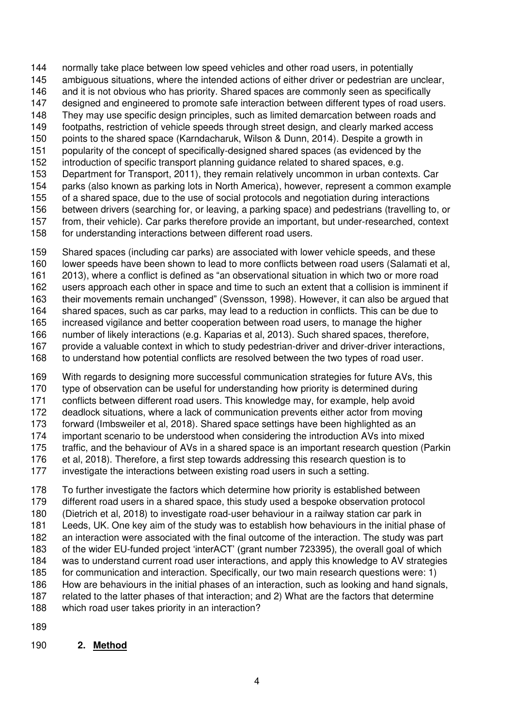normally take place between low speed vehicles and other road users, in potentially ambiguous situations, where the intended actions of either driver or pedestrian are unclear, and it is not obvious who has priority. Shared spaces are commonly seen as specifically designed and engineered to promote safe interaction between different types of road users. They may use specific design principles, such as limited demarcation between roads and footpaths, restriction of vehicle speeds through street design, and clearly marked access points to the shared space (Karndacharuk, Wilson & Dunn, 2014). Despite a growth in popularity of the concept of specifically-designed shared spaces (as evidenced by the introduction of specific transport planning guidance related to shared spaces, e.g. Department for Transport, 2011), they remain relatively uncommon in urban contexts. Car parks (also known as parking lots in North America), however, represent a common example of a shared space, due to the use of social protocols and negotiation during interactions between drivers (searching for, or leaving, a parking space) and pedestrians (travelling to, or from, their vehicle). Car parks therefore provide an important, but under-researched, context for understanding interactions between different road users.

Shared spaces (including car parks) are associated with lower vehicle speeds, and these lower speeds have been shown to lead to more conflicts between road users (Salamati et al, 2013), where a conflict is defined as "an observational situation in which two or more road users approach each other in space and time to such an extent that a collision is imminent if their movements remain unchanged" (Svensson, 1998). However, it can also be argued that shared spaces, such as car parks, may lead to a reduction in conflicts. This can be due to increased vigilance and better cooperation between road users, to manage the higher number of likely interactions (e.g. Kaparias et al, 2013). Such shared spaces, therefore, provide a valuable context in which to study pedestrian-driver and driver-driver interactions, to understand how potential conflicts are resolved between the two types of road user.

With regards to designing more successful communication strategies for future AVs, this type of observation can be useful for understanding how priority is determined during conflicts between different road users. This knowledge may, for example, help avoid deadlock situations, where a lack of communication prevents either actor from moving forward (Imbsweiler et al, 2018). Shared space settings have been highlighted as an important scenario to be understood when considering the introduction AVs into mixed traffic, and the behaviour of AVs in a shared space is an important research question (Parkin et al, 2018). Therefore, a first step towards addressing this research question is to investigate the interactions between existing road users in such a setting.

To further investigate the factors which determine how priority is established between different road users in a shared space, this study used a bespoke observation protocol (Dietrich et al, 2018) to investigate road-user behaviour in a railway station car park in Leeds, UK. One key aim of the study was to establish how behaviours in the initial phase of an interaction were associated with the final outcome of the interaction. The study was part of the wider EU-funded project 'interACT' (grant number 723395), the overall goal of which was to understand current road user interactions, and apply this knowledge to AV strategies for communication and interaction. Specifically, our two main research questions were: 1) How are behaviours in the initial phases of an interaction, such as looking and hand signals, related to the latter phases of that interaction; and 2) What are the factors that determine which road user takes priority in an interaction?

## 2. Method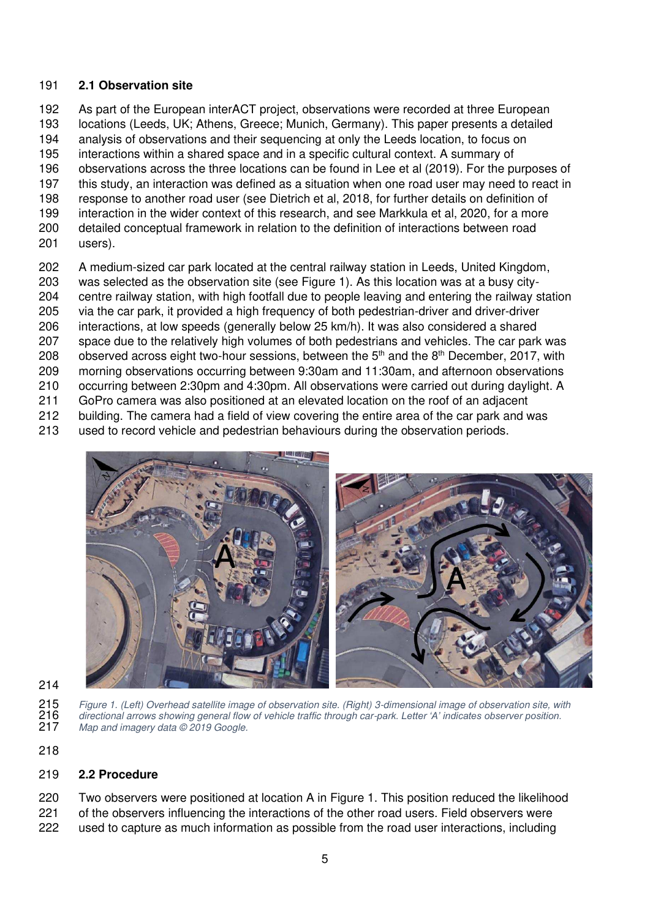## 2.1 Observation site

As part of the European interACT project, observations were recorded at three European locations (Leeds, UK; Athens, Greece; Munich, Germany). This paper presents a detailed analysis of observations and their sequencing at only the Leeds location, to focus on interactions within a shared space and in a specific cultural context. A summary of observations across the three locations can be found in Lee et al (2019). For the purposes of this study, an interaction was defined as a situation when one road user may need to react in response to another road user (see Dietrich et al, 2018, for further details on definition of interaction in the wider context of this research, and see Markkula et al, 2020, for a more detailed conceptual framework in relation to the definition of interactions between road users).

A medium-sized car park located at the central railway station in Leeds, United Kingdom, was selected as the observation site (see Figure 1). As this location was at a busy city-centre railway station, with high footfall due to people leaving and entering the railway station via the car park, it provided a high frequency of both pedestrian-driver and driver-driver interactions, at low speeds (generally below 25 km/h). It was also considered a shared space due to the relatively high volumes of both pedestrians and vehicles. The car park was observed across eight two-hour sessions, between the 5th and the 8th December, 2017, with morning observations occurring between 9:30am and 11:30am, and afternoon observations occurring between 2:30pm and 4:30pm. All observations were carried out during daylight. A GoPro camera was also positioned at an elevated location on the roof of an adjacent building. The camera had a field of view covering the entire area of the car park and was used to record vehicle and pedestrian behaviours during the observation periods.

*Figure 1. (Left) Overhead satellite image of observation site. (Right) 3-dimensional image of observation site, with directional arrows showing general flow of vehicle traffic through car-park. Letter 'A' indicates observer position. Map and imagery data © 2019 Google.*

## 2.2 Procedure

Two observers were positioned at location A in Figure 1. This position reduced the likelihood of the observers influencing the interactions of the other road users. Field observers were used to capture as much information as possible from the road user interactions, including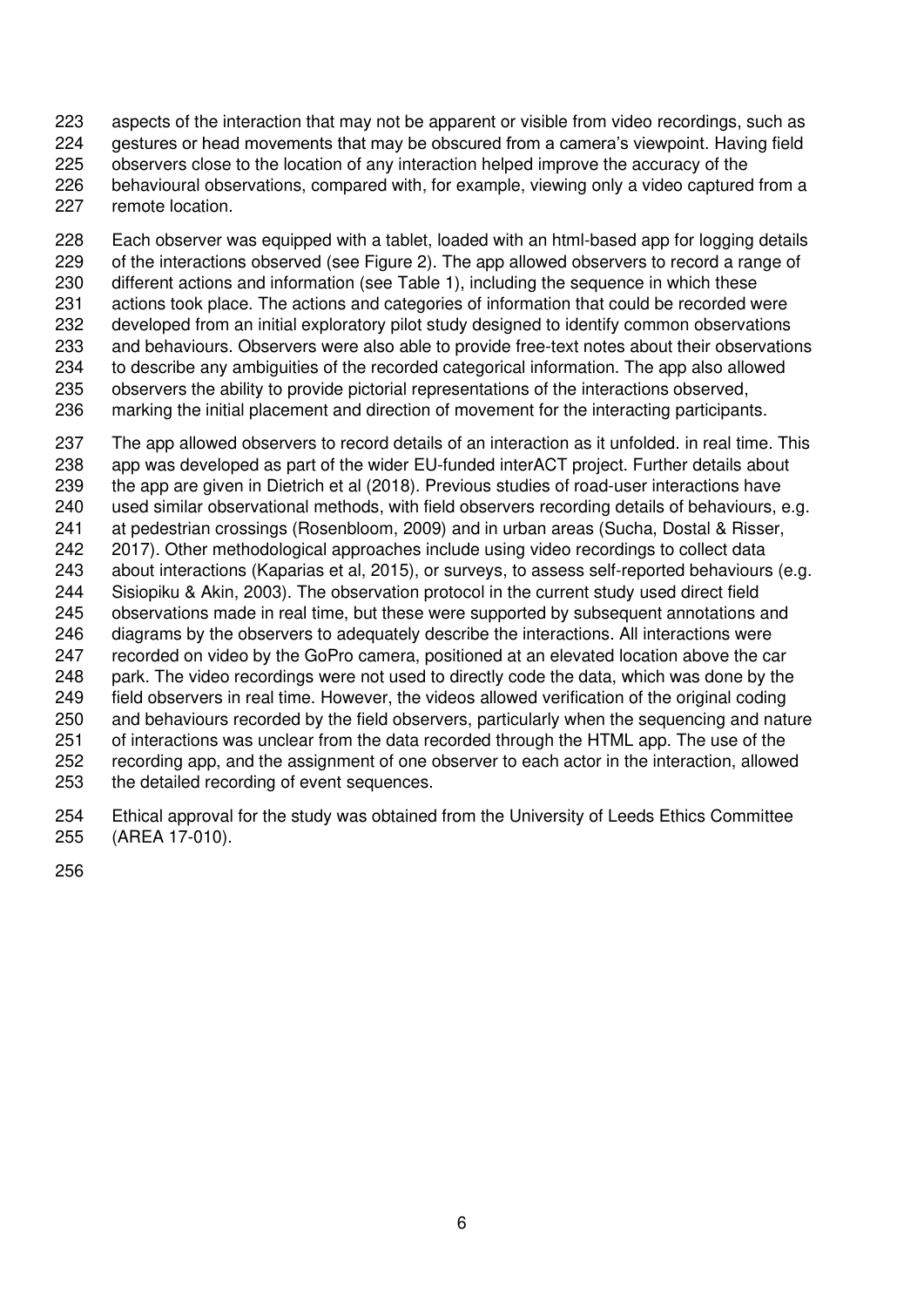aspects of the interaction that may not be apparent or visible from video recordings, such as gestures or head movements that may be obscured from a camera's viewpoint. Having field observers close to the location of any interaction helped improve the accuracy of the behavioural observations, compared with, for example, viewing only a video captured from a remote location.

Each observer was equipped with a tablet, loaded with an html-based app for logging details of the interactions observed (see Figure 2). The app allowed observers to record a range of different actions and information (see Table 1), including the sequence in which these actions took place. The actions and categories of information that could be recorded were developed from an initial exploratory pilot study designed to identify common observations and behaviours. Observers were also able to provide free-text notes about their observations to describe any ambiguities of the recorded categorical information. The app also allowed observers the ability to provide pictorial representations of the interactions observed, marking the initial placement and direction of movement for the interacting participants.

The app allowed observers to record details of an interaction as it unfolded. in real time. This app was developed as part of the wider EU-funded interACT project. Further details about the app are given in Dietrich et al (2018). Previous studies of road-user interactions have used similar observational methods, with field observers recording details of behaviours, e.g. at pedestrian crossings (Rosenbloom, 2009) and in urban areas (Sucha, Dostal & Risser, 2017). Other methodological approaches include using video recordings to collect data about interactions (Kaparias et al, 2015), or surveys, to assess self-reported behaviours (e.g. Sisiopiku & Akin, 2003). The observation protocol in the current study used direct field observations made in real time, but these were supported by subsequent annotations and diagrams by the observers to adequately describe the interactions. All interactions were recorded on video by the GoPro camera, positioned at an elevated location above the car park. The video recordings were not used to directly code the data, which was done by the field observers in real time. However, the videos allowed verification of the original coding and behaviours recorded by the field observers, particularly when the sequencing and nature of interactions was unclear from the data recorded through the HTML app. The use of the recording app, and the assignment of one observer to each actor in the interaction, allowed the detailed recording of event sequences.

Ethical approval for the study was obtained from the University of Leeds Ethics Committee (AREA 17-010).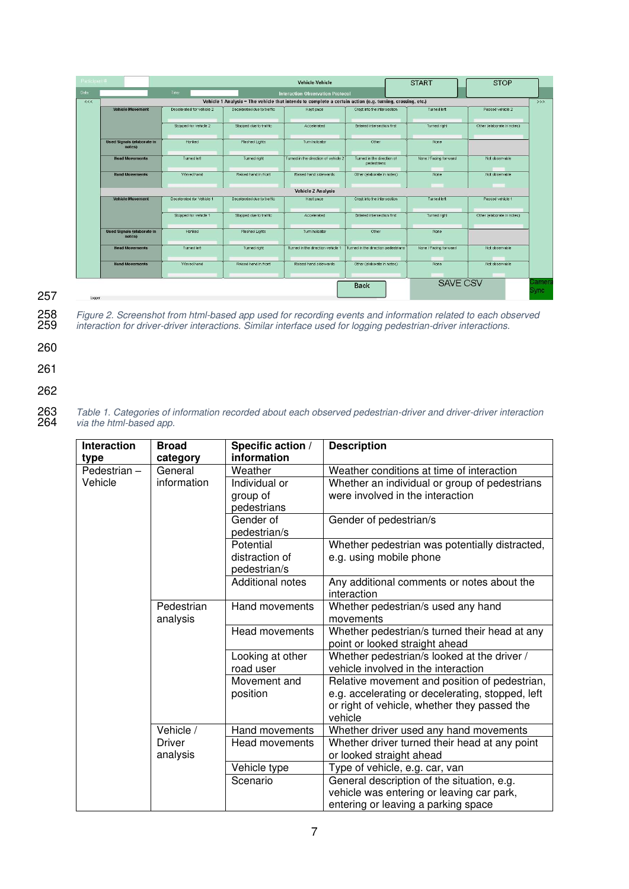Figure 2. Screenshot from html-based app used for recording events and information related to each observed interaction for driver-driver interactions. Similar interface used for logging pedestrian-driver interactions.

Table 1. Categories of information recorded about each observed pedestrian-driver and driver-driver interaction via the html-based app.

| Interaction type | Broad category | Specific action / information | Description |
|---|---|---|---|
| Pedestrian – Vehicle | General information | Weather | Weather conditions at time of interaction |
| | | Individual or group of pedestrians | Whether an individual or group of pedestrians were involved in the interaction |
| | | Gender of pedestrian/s | Gender of pedestrian/s |
| | | Potential distraction of pedestrian/s | Whether pedestrian was potentially distracted, e.g. using mobile phone |
| | | Additional notes | Any additional comments or notes about the interaction |
| | Pedestrian analysis | Hand movements | Whether pedestrian/s used any hand movements |
| | | Head movements | Whether pedestrian/s turned their head at any point or looked straight ahead |
| | | Looking at other road user | Whether pedestrian/s looked at the driver / vehicle involved in the interaction |
| | | Movement and position | Relative movement and position of pedestrian, e.g. accelerating or decelerating, stopped, left or right of vehicle, whether they passed the vehicle |
| | Vehicle / Driver analysis | Hand movements | Whether driver used any hand movements |
| | | Head movements | Whether driver turned their head at any point or looked straight ahead |
| | | Vehicle type | Type of vehicle, e.g. car, van |
| | | Scenario | General description of the situation, e.g. vehicle was entering or leaving car park, entering or leaving a parking space |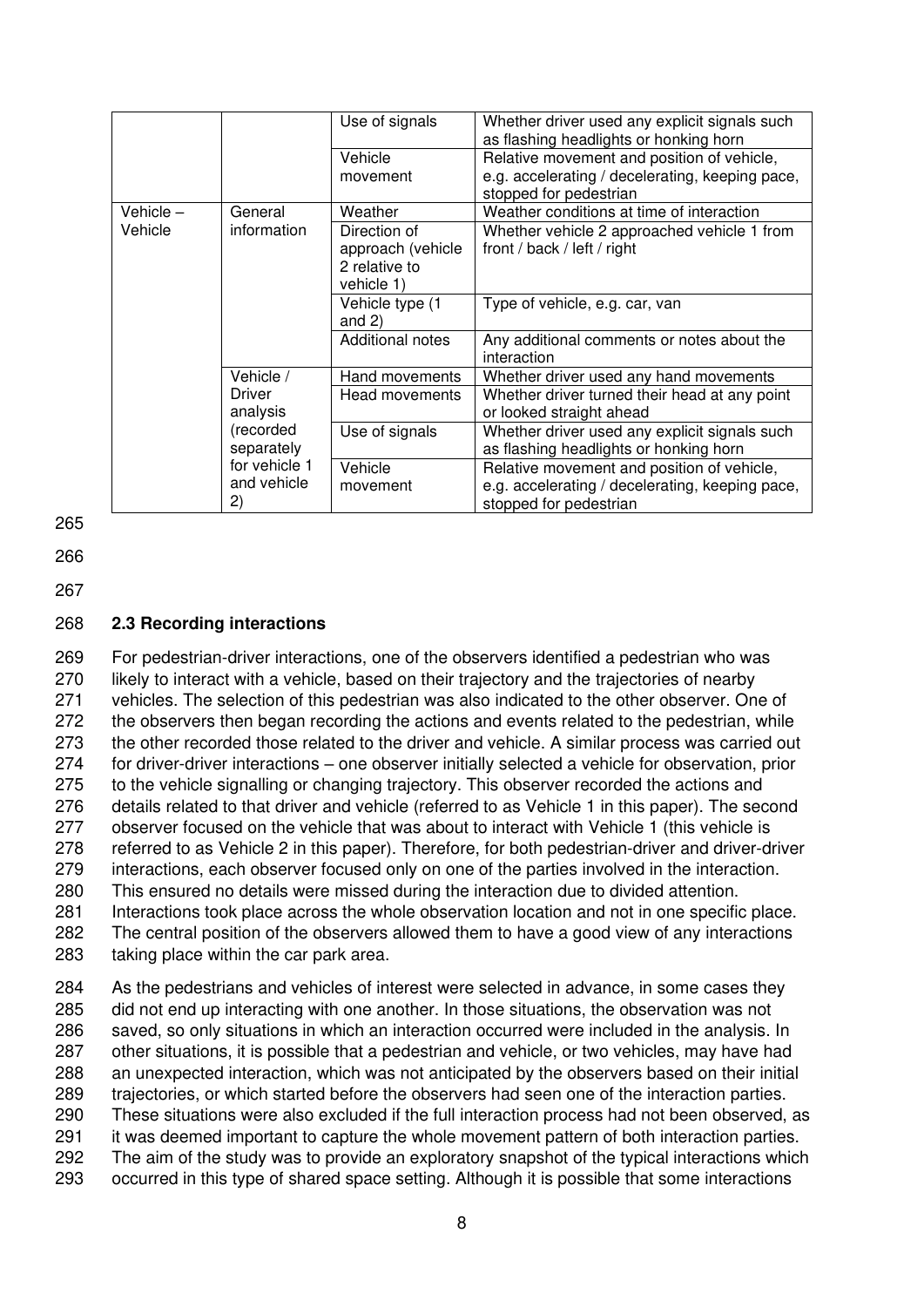| | | Use of signals | Whether driver used any explicit signals such as flashing headlights or honking horn |
|---|---|---|---|
| | | Vehicle movement | Relative movement and position of vehicle, e.g. accelerating / decelerating, keeping pace, stopped for pedestrian |
| Vehicle – Vehicle | General information | Weather | Weather conditions at time of interaction |
| | | Direction of approach (vehicle 2 relative to vehicle 1) | Whether vehicle 2 approached vehicle 1 from front / back / left / right |
| | | Vehicle type (1 and 2) | Type of vehicle, e.g. car, van |
| | | Additional notes | Any additional comments or notes about the interaction |
| | Vehicle / Driver analysis (recorded separately for vehicle 1 and vehicle 2) | Hand movements | Whether driver used any hand movements |
| | | Head movements | Whether driver turned their head at any point or looked straight ahead |
| | | Use of signals | Whether driver used any explicit signals such as flashing headlights or honking horn |
| | | Vehicle movement | Relative movement and position of vehicle, e.g. accelerating / decelerating, keeping pace, stopped for pedestrian |

### 2.3 Recording interactions

For pedestrian-driver interactions, one of the observers identified a pedestrian who was likely to interact with a vehicle, based on their trajectory and the trajectories of nearby vehicles. The selection of this pedestrian was also indicated to the other observer. One of the observers then began recording the actions and events related to the pedestrian, while the other recorded those related to the driver and vehicle. A similar process was carried out for driver-driver interactions – one observer initially selected a vehicle for observation, prior to the vehicle signalling or changing trajectory. This observer recorded the actions and details related to that driver and vehicle (referred to as Vehicle 1 in this paper). The second observer focused on the vehicle that was about to interact with Vehicle 1 (this vehicle is referred to as Vehicle 2 in this paper). Therefore, for both pedestrian-driver and driver-driver interactions, each observer focused only on one of the parties involved in the interaction. This ensured no details were missed during the interaction due to divided attention. Interactions took place across the whole observation location and not in one specific place. The central position of the observers allowed them to have a good view of any interactions taking place within the car park area.

As the pedestrians and vehicles of interest were selected in advance, in some cases they did not end up interacting with one another. In those situations, the observation was not saved, so only situations in which an interaction occurred were included in the analysis. In other situations, it is possible that a pedestrian and vehicle, or two vehicles, may have had an unexpected interaction, which was not anticipated by the observers based on their initial trajectories, or which started before the observers had seen one of the interaction parties. These situations were also excluded if the full interaction process had not been observed, as it was deemed important to capture the whole movement pattern of both interaction parties. The aim of the study was to provide an exploratory snapshot of the typical interactions which occurred in this type of shared space setting. Although it is possible that some interactions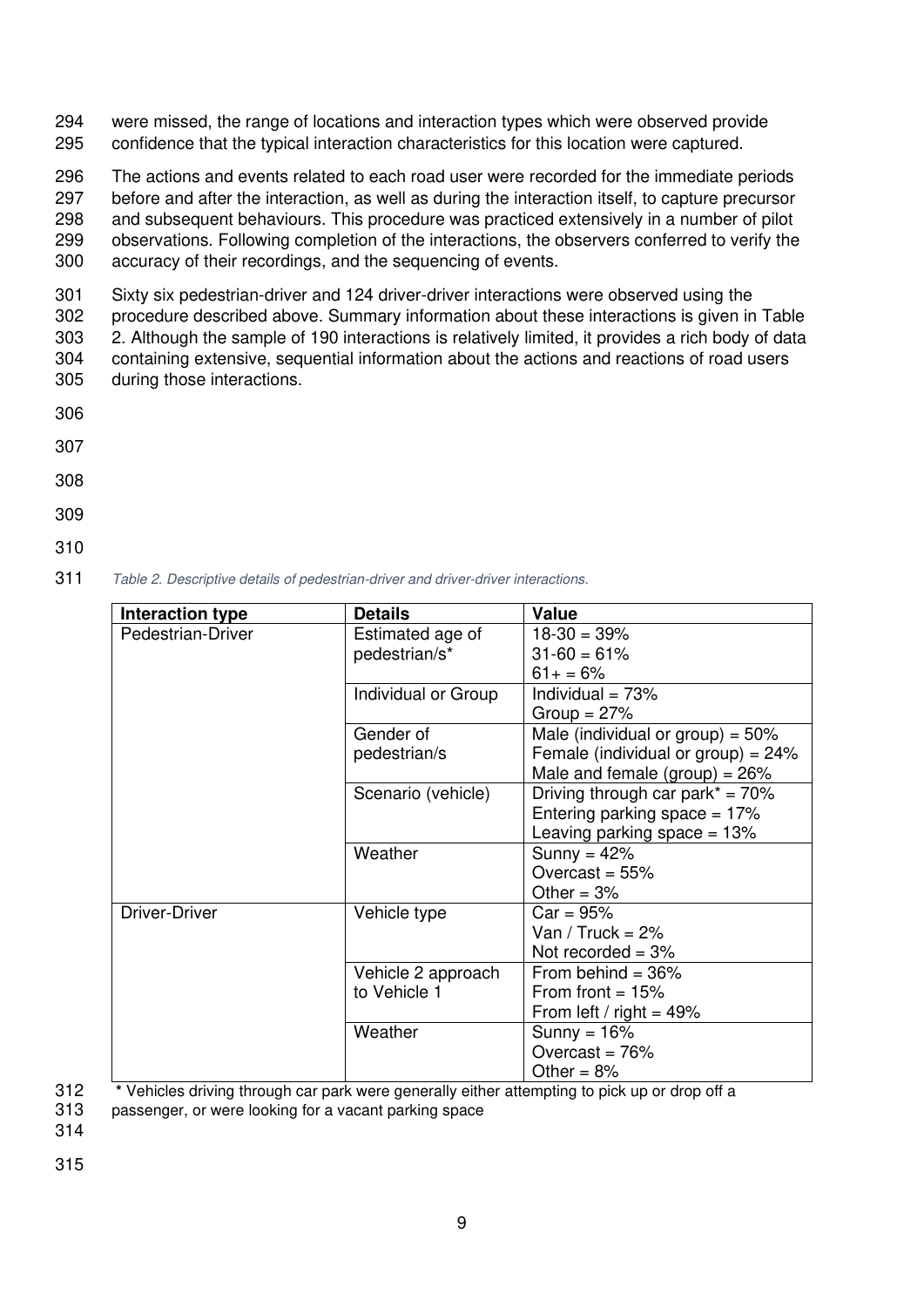were missed, the range of locations and interaction types which were observed provide confidence that the typical interaction characteristics for this location were captured.

The actions and events related to each road user were recorded for the immediate periods before and after the interaction, as well as during the interaction itself, to capture precursor and subsequent behaviours. This procedure was practiced extensively in a number of pilot observations. Following completion of the interactions, the observers conferred to verify the accuracy of their recordings, and the sequencing of events.

Sixty six pedestrian-driver and 124 driver-driver interactions were observed using the procedure described above. Summary information about these interactions is given in Table 2. Although the sample of 190 interactions is relatively limited, it provides a rich body of data containing extensive, sequential information about the actions and reactions of road users during those interactions.

*Table 2. Descriptive details of pedestrian-driver and driver-driver interactions.*

| Interaction type | Details | Value |
|---|---|---|
| Pedestrian-Driver | Estimated age of pedestrian/s* | 18-30 = 39%<br>31-60 = 61%<br>61+ = 6% |
| | Individual or Group | Individual = 73%<br>Group = 27% |
| | Gender of pedestrian/s | Male (individual or group) = 50%<br>Female (individual or group) = 24%<br>Male and female (group) = 26% |
| | Scenario (vehicle) | Driving through car park* = 70%<br>Entering parking space = 17%<br>Leaving parking space = 13% |
| | Weather | Sunny = 42%<br>Overcast = 55%<br>Other = 3% |
| Driver-Driver | Vehicle type | Car = 95%<br>Van / Truck = 2%<br>Not recorded = 3% |
| | Vehicle 2 approach to Vehicle 1 | From behind = 36%<br>From front = 15%<br>From left / right = 49% |
| | Weather | Sunny = 16%<br>Overcast = 76%<br>Other = 8% |

**\*** Vehicles driving through car park were generally either attempting to pick up or drop off a passenger, or were looking for a vacant parking space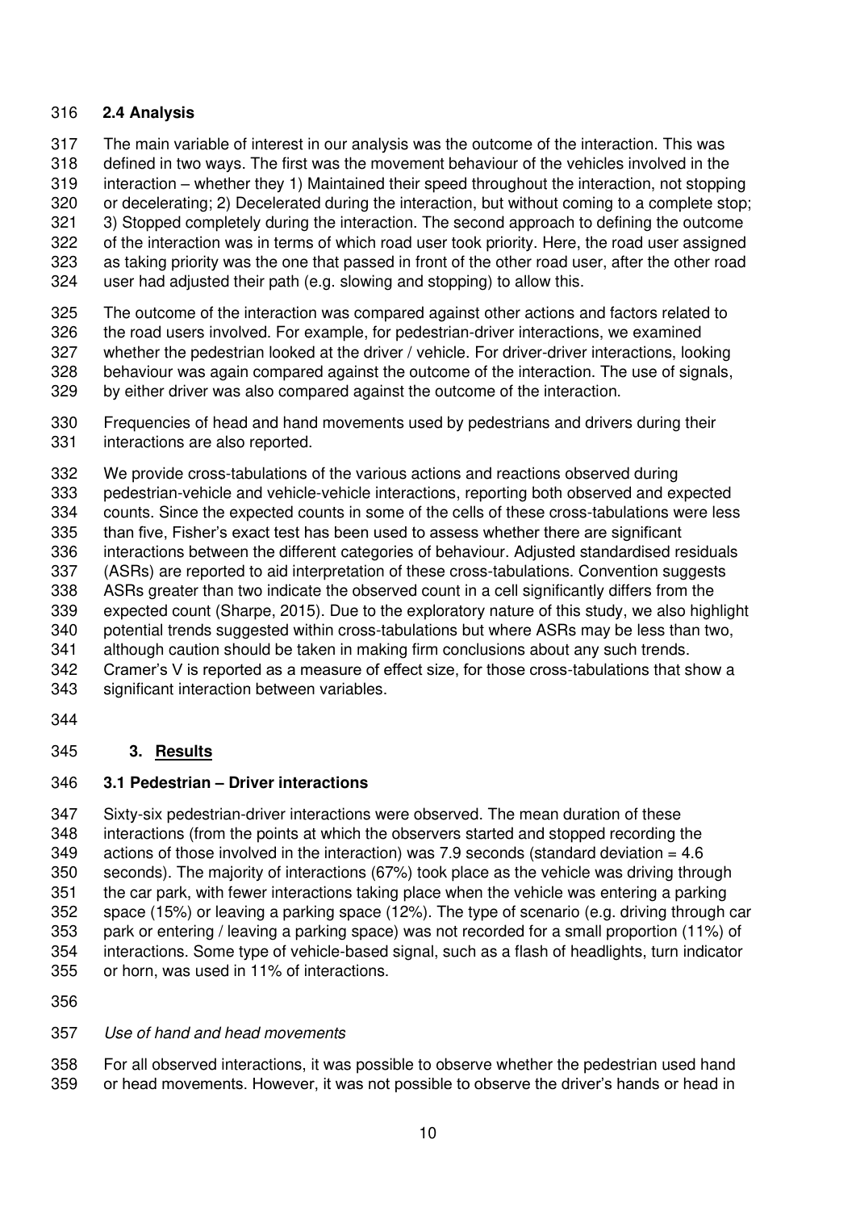### 2.4 Analysis

The main variable of interest in our analysis was the outcome of the interaction. This was defined in two ways. The first was the movement behaviour of the vehicles involved in the interaction – whether they 1) Maintained their speed throughout the interaction, not stopping or decelerating; 2) Decelerated during the interaction, but without coming to a complete stop; 3) Stopped completely during the interaction. The second approach to defining the outcome of the interaction was in terms of which road user took priority. Here, the road user assigned as taking priority was the one that passed in front of the other road user, after the other road user had adjusted their path (e.g. slowing and stopping) to allow this.

The outcome of the interaction was compared against other actions and factors related to the road users involved. For example, for pedestrian-driver interactions, we examined whether the pedestrian looked at the driver / vehicle. For driver-driver interactions, looking behaviour was again compared against the outcome of the interaction. The use of signals, by either driver was also compared against the outcome of the interaction.

Frequencies of head and hand movements used by pedestrians and drivers during their interactions are also reported.

We provide cross-tabulations of the various actions and reactions observed during pedestrian-vehicle and vehicle-vehicle interactions, reporting both observed and expected counts. Since the expected counts in some of the cells of these cross-tabulations were less than five, Fisher's exact test has been used to assess whether there are significant interactions between the different categories of behaviour. Adjusted standardised residuals (ASRs) are reported to aid interpretation of these cross-tabulations. Convention suggests ASRs greater than two indicate the observed count in a cell significantly differs from the expected count (Sharpe, 2015). Due to the exploratory nature of this study, we also highlight potential trends suggested within cross-tabulations but where ASRs may be less than two, although caution should be taken in making firm conclusions about any such trends. Cramer's V is reported as a measure of effect size, for those cross-tabulations that show a significant interaction between variables.

## 3. Results

### 3.1 Pedestrian – Driver interactions

Sixty-six pedestrian-driver interactions were observed. The mean duration of these interactions (from the points at which the observers started and stopped recording the actions of those involved in the interaction) was 7.9 seconds (standard deviation = 4.6 seconds). The majority of interactions (67%) took place as the vehicle was driving through the car park, with fewer interactions taking place when the vehicle was entering a parking space (15%) or leaving a parking space (12%). The type of scenario (e.g. driving through car park or entering / leaving a parking space) was not recorded for a small proportion (11%) of interactions. Some type of vehicle-based signal, such as a flash of headlights, turn indicator or horn, was used in 11% of interactions.

*Use of hand and head movements*

For all observed interactions, it was possible to observe whether the pedestrian used hand or head movements. However, it was not possible to observe the driver's hands or head in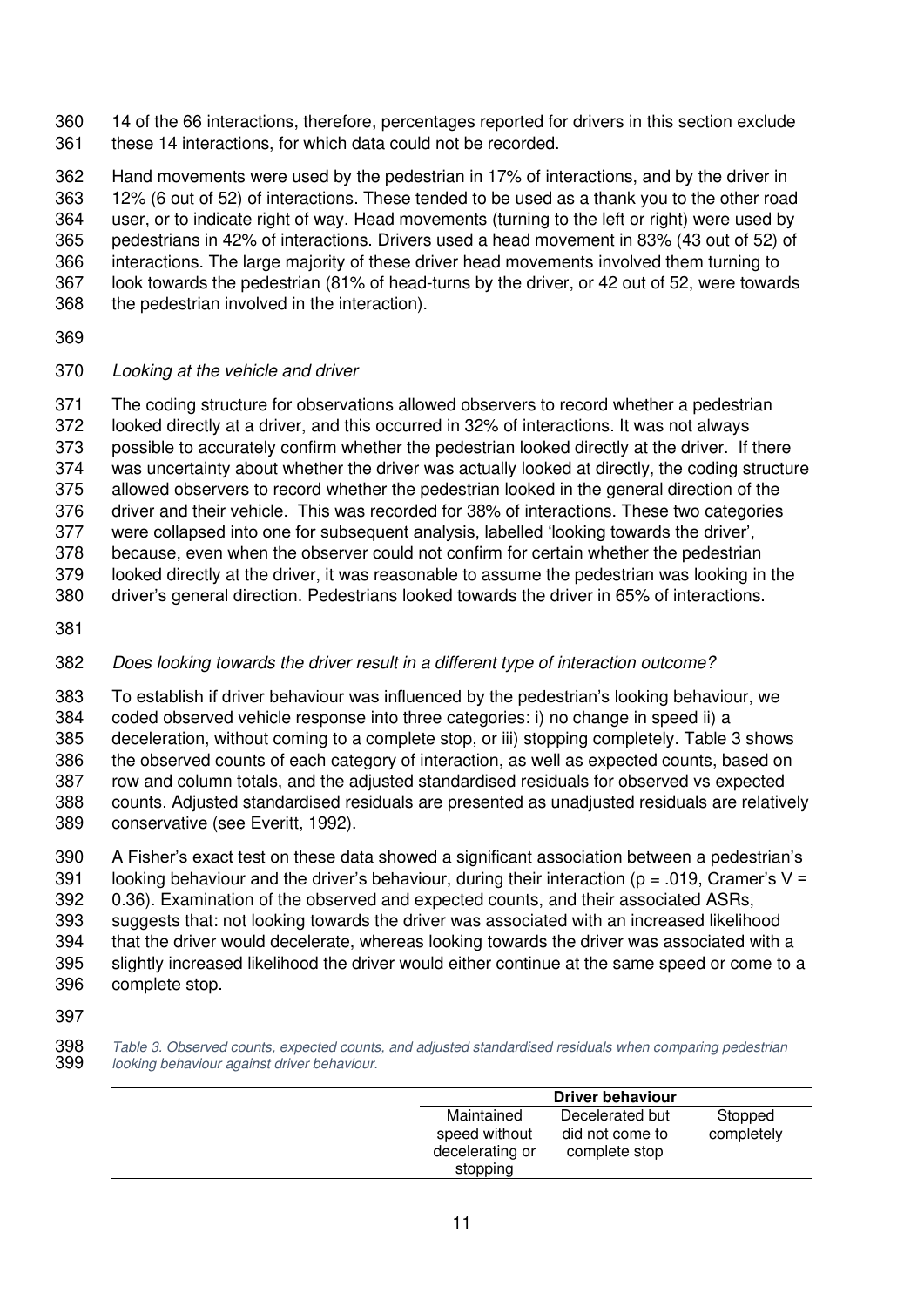14 of the 66 interactions, therefore, percentages reported for drivers in this section exclude these 14 interactions, for which data could not be recorded.

Hand movements were used by the pedestrian in 17% of interactions, and by the driver in 12% (6 out of 52) of interactions. These tended to be used as a thank you to the other road user, or to indicate right of way. Head movements (turning to the left or right) were used by pedestrians in 42% of interactions. Drivers used a head movement in 83% (43 out of 52) of interactions. The large majority of these driver head movements involved them turning to look towards the pedestrian (81% of head-turns by the driver, or 42 out of 52, were towards the pedestrian involved in the interaction).

*Looking at the vehicle and driver*

The coding structure for observations allowed observers to record whether a pedestrian looked directly at a driver, and this occurred in 32% of interactions. It was not always possible to accurately confirm whether the pedestrian looked directly at the driver. If there was uncertainty about whether the driver was actually looked at directly, the coding structure allowed observers to record whether the pedestrian looked in the general direction of the driver and their vehicle. This was recorded for 38% of interactions. These two categories were collapsed into one for subsequent analysis, labelled 'looking towards the driver', because, even when the observer could not confirm for certain whether the pedestrian looked directly at the driver, it was reasonable to assume the pedestrian was looking in the driver's general direction. Pedestrians looked towards the driver in 65% of interactions.

*Does looking towards the driver result in a different type of interaction outcome?*

To establish if driver behaviour was influenced by the pedestrian's looking behaviour, we coded observed vehicle response into three categories: i) no change in speed ii) a deceleration, without coming to a complete stop, or iii) stopping completely. Table 3 shows the observed counts of each category of interaction, as well as expected counts, based on row and column totals, and the adjusted standardised residuals for observed vs expected counts. Adjusted standardised residuals are presented as unadjusted residuals are relatively conservative (see Everitt, 1992).

A Fisher's exact test on these data showed a significant association between a pedestrian's looking behaviour and the driver's behaviour, during their interaction ($p = .019$, Cramer's $V = 0.36$). Examination of the observed and expected counts, and their associated ASRs, suggests that: not looking towards the driver was associated with an increased likelihood that the driver would decelerate, whereas looking towards the driver was associated with a slightly increased likelihood the driver would either continue at the same speed or come to a complete stop.

*Table 3. Observed counts, expected counts, and adjusted standardised residuals when comparing pedestrian looking behaviour against driver behaviour.*

| | **Driver behaviour** | | |
|---|---|---|---|
| | Maintained speed without decelerating or stopping | Decelerated but did not come to complete stop | Stopped completely |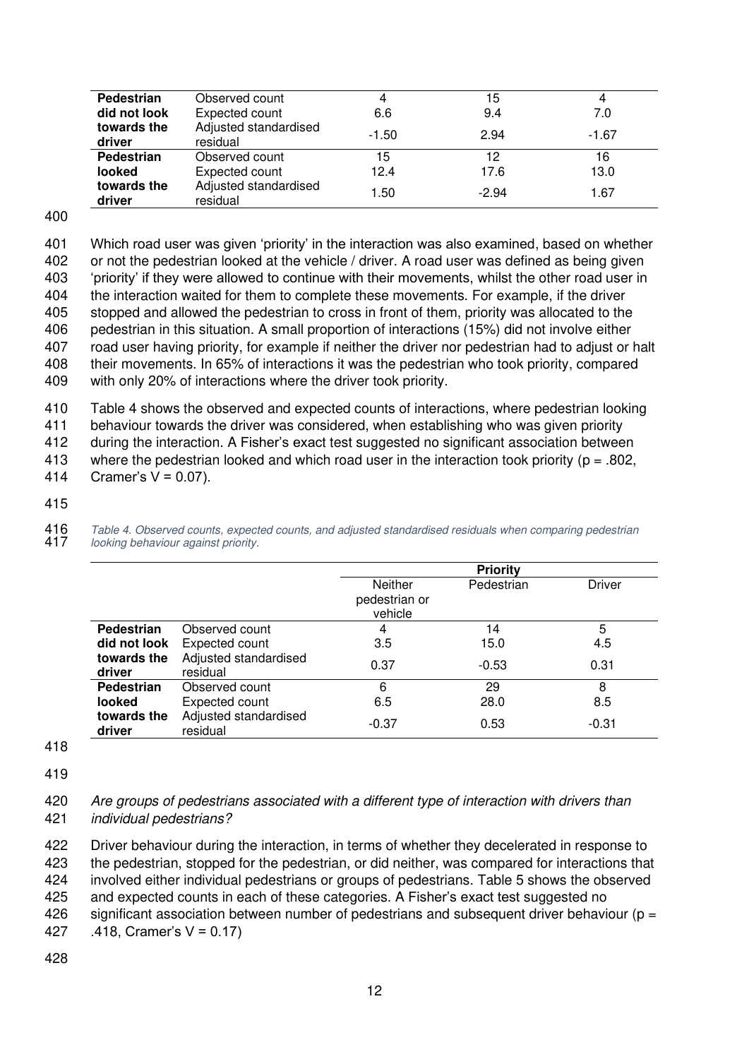| | | | | |
|---|---|---|---|---|
| **Pedestrian did not look towards the driver** | Observed count | 4 | 15 | 4 |
| | Expected count | 6.6 | 9.4 | 7.0 |
| | Adjusted standardised residual | -1.50 | 2.94 | -1.67 |
| **Pedestrian looked towards the driver** | Observed count | 15 | 12 | 16 |
| | Expected count | 12.4 | 17.6 | 13.0 |
| | Adjusted standardised residual | 1.50 | -2.94 | 1.67 |

Which road user was given 'priority' in the interaction was also examined, based on whether or not the pedestrian looked at the vehicle / driver. A road user was defined as being given 'priority' if they were allowed to continue with their movements, whilst the other road user in the interaction waited for them to complete these movements. For example, if the driver stopped and allowed the pedestrian to cross in front of them, priority was allocated to the pedestrian in this situation. A small proportion of interactions (15%) did not involve either road user having priority, for example if neither the driver nor pedestrian had to adjust or halt their movements. In 65% of interactions it was the pedestrian who took priority, compared with only 20% of interactions where the driver took priority.

Table 4 shows the observed and expected counts of interactions, where pedestrian looking behaviour towards the driver was considered, when establishing who was given priority during the interaction. A Fisher's exact test suggested no significant association between where the pedestrian looked and which road user in the interaction took priority ($p = .802$, Cramer's $V = 0.07$).

*Table 4. Observed counts, expected counts, and adjusted standardised residuals when comparing pedestrian looking behaviour against priority.*

| | | Priority | | |
|---|---|---|---|---|
| | | Neither pedestrian or vehicle | Pedestrian | Driver |
| **Pedestrian did not look towards the driver** | Observed count | 4 | 14 | 5 |
| | Expected count | 3.5 | 15.0 | 4.5 |
| | Adjusted standardised residual | 0.37 | -0.53 | 0.31 |
| **Pedestrian looked towards the driver** | Observed count | 6 | 29 | 8 |
| | Expected count | 6.5 | 28.0 | 8.5 |
| | Adjusted standardised residual | -0.37 | 0.53 | -0.31 |

*Are groups of pedestrians associated with a different type of interaction with drivers than individual pedestrians?*

Driver behaviour during the interaction, in terms of whether they decelerated in response to the pedestrian, stopped for the pedestrian, or did neither, was compared for interactions that involved either individual pedestrians or groups of pedestrians. Table 5 shows the observed and expected counts in each of these categories. A Fisher's exact test suggested no significant association between number of pedestrians and subsequent driver behaviour ($p = .418$, Cramer's $V = 0.17$)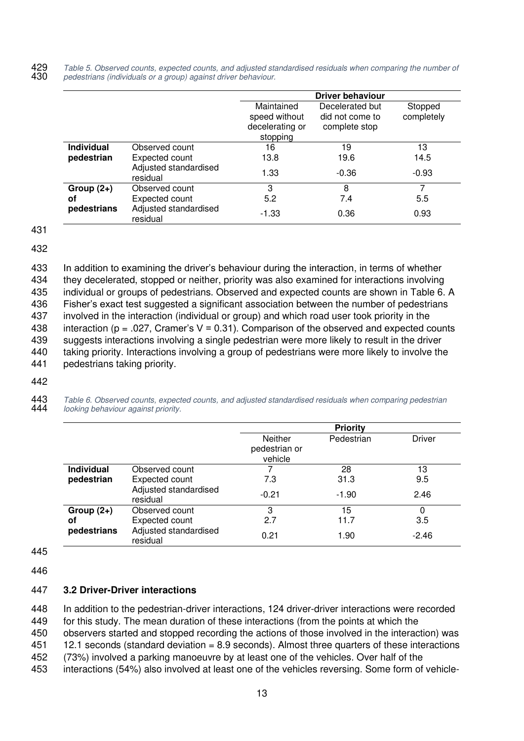*Table 5. Observed counts, expected counts, and adjusted standardised residuals when comparing the number of pedestrians (individuals or a group) against driver behaviour.*

| | | Driver behaviour | | |
|---|---|---|---|---|
| | | Maintained speed without decelerating or stopping | Decelerated but did not come to complete stop | Stopped completely |
| **Individual pedestrian** | Observed count | 16 | 19 | 13 |
| | Expected count | 13.8 | 19.6 | 14.5 |
| | Adjusted standardised residual | 1.33 | -0.36 | -0.93 |
| **Group (2+) of pedestrians** | Observed count | 3 | 8 | 7 |
| | Expected count | 5.2 | 7.4 | 5.5 |
| | Adjusted standardised residual | -1.33 | 0.36 | 0.93 |

In addition to examining the driver's behaviour during the interaction, in terms of whether they decelerated, stopped or neither, priority was also examined for interactions involving individual or groups of pedestrians. Observed and expected counts are shown in Table 6. A Fisher's exact test suggested a significant association between the number of pedestrians involved in the interaction (individual or group) and which road user took priority in the interaction ($p = .027$, Cramer's $V = 0.31$). Comparison of the observed and expected counts suggests interactions involving a single pedestrian were more likely to result in the driver taking priority. Interactions involving a group of pedestrians were more likely to involve the pedestrians taking priority.

*Table 6. Observed counts, expected counts, and adjusted standardised residuals when comparing pedestrian looking behaviour against priority.*

| | | Priority | | |
|---|---|---|---|---|
| | | Neither pedestrian or vehicle | Pedestrian | Driver |
| **Individual pedestrian** | Observed count | 7 | 28 | 13 |
| | Expected count | 7.3 | 31.3 | 9.5 |
| | Adjusted standardised residual | -0.21 | -1.90 | 2.46 |
| **Group (2+) of pedestrians** | Observed count | 3 | 15 | 0 |
| | Expected count | 2.7 | 11.7 | 3.5 |
| | Adjusted standardised residual | 0.21 | 1.90 | -2.46 |

### 3.2 Driver-Driver interactions

In addition to the pedestrian-driver interactions, 124 driver-driver interactions were recorded for this study. The mean duration of these interactions (from the points at which the observers started and stopped recording the actions of those involved in the interaction) was 12.1 seconds (standard deviation = 8.9 seconds). Almost three quarters of these interactions (73%) involved a parking manoeuvre by at least one of the vehicles. Over half of the interactions (54%) also involved at least one of the vehicles reversing. Some form of vehicle-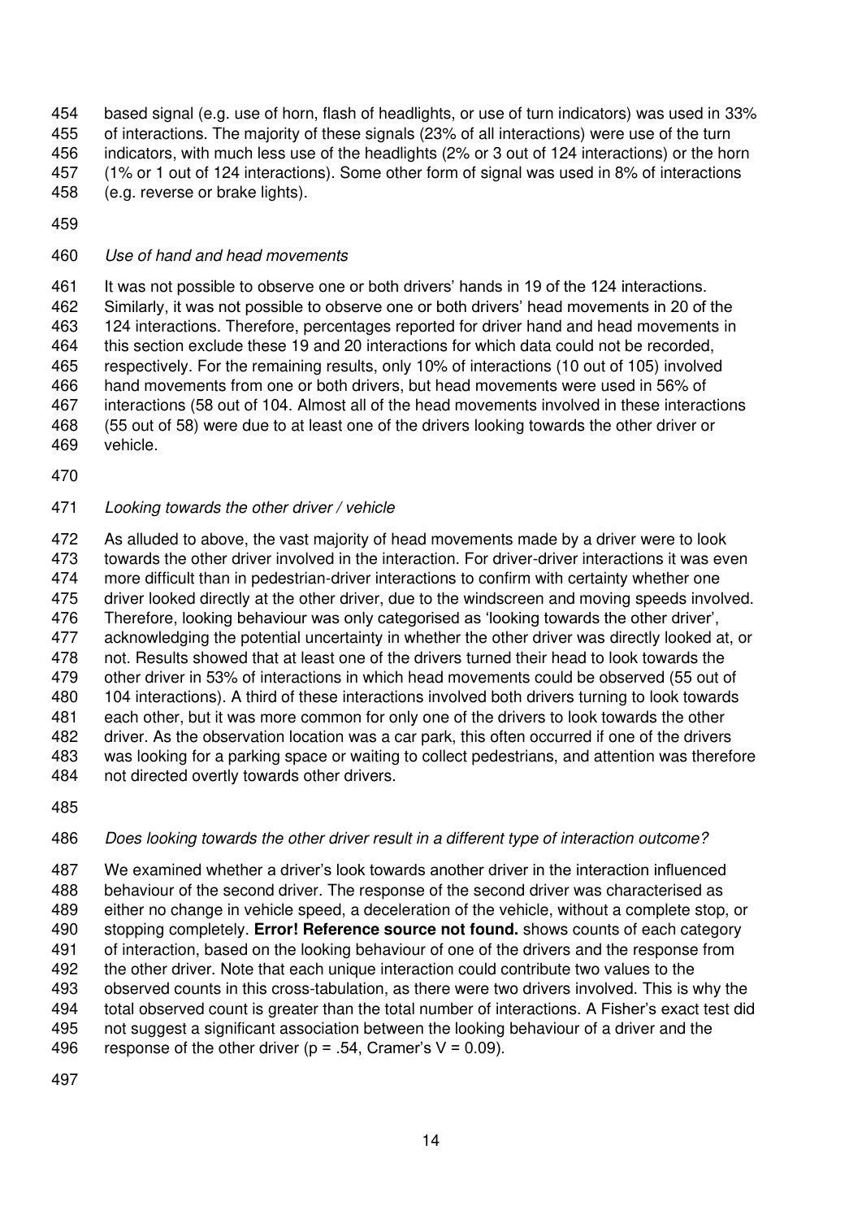based signal (e.g. use of horn, flash of headlights, or use of turn indicators) was used in 33% of interactions. The majority of these signals (23% of all interactions) were use of the turn indicators, with much less use of the headlights (2% or 3 out of 124 interactions) or the horn (1% or 1 out of 124 interactions). Some other form of signal was used in 8% of interactions (e.g. reverse or brake lights).

*Use of hand and head movements*

It was not possible to observe one or both drivers' hands in 19 of the 124 interactions. Similarly, it was not possible to observe one or both drivers' head movements in 20 of the 124 interactions. Therefore, percentages reported for driver hand and head movements in this section exclude these 19 and 20 interactions for which data could not be recorded, respectively. For the remaining results, only 10% of interactions (10 out of 105) involved hand movements from one or both drivers, but head movements were used in 56% of interactions (58 out of 104. Almost all of the head movements involved in these interactions (55 out of 58) were due to at least one of the drivers looking towards the other driver or vehicle.

*Looking towards the other driver / vehicle*

As alluded to above, the vast majority of head movements made by a driver were to look towards the other driver involved in the interaction. For driver-driver interactions it was even more difficult than in pedestrian-driver interactions to confirm with certainty whether one driver looked directly at the other driver, due to the windscreen and moving speeds involved. Therefore, looking behaviour was only categorised as 'looking towards the other driver', acknowledging the potential uncertainty in whether the other driver was directly looked at, or not. Results showed that at least one of the drivers turned their head to look towards the other driver in 53% of interactions in which head movements could be observed (55 out of 104 interactions). A third of these interactions involved both drivers turning to look towards each other, but it was more common for only one of the drivers to look towards the other driver. As the observation location was a car park, this often occurred if one of the drivers was looking for a parking space or waiting to collect pedestrians, and attention was therefore not directed overtly towards other drivers.

*Does looking towards the other driver result in a different type of interaction outcome?*

We examined whether a driver's look towards another driver in the interaction influenced behaviour of the second driver. The response of the second driver was characterised as either no change in vehicle speed, a deceleration of the vehicle, without a complete stop, or stopping completely. **Error! Reference source not found.** shows counts of each category of interaction, based on the looking behaviour of one of the drivers and the response from the other driver. Note that each unique interaction could contribute two values to the observed counts in this cross-tabulation, as there were two drivers involved. This is why the total observed count is greater than the total number of interactions. A Fisher's exact test did not suggest a significant association between the looking behaviour of a driver and the response of the other driver ($p = .54$, Cramer's $V = 0.09$).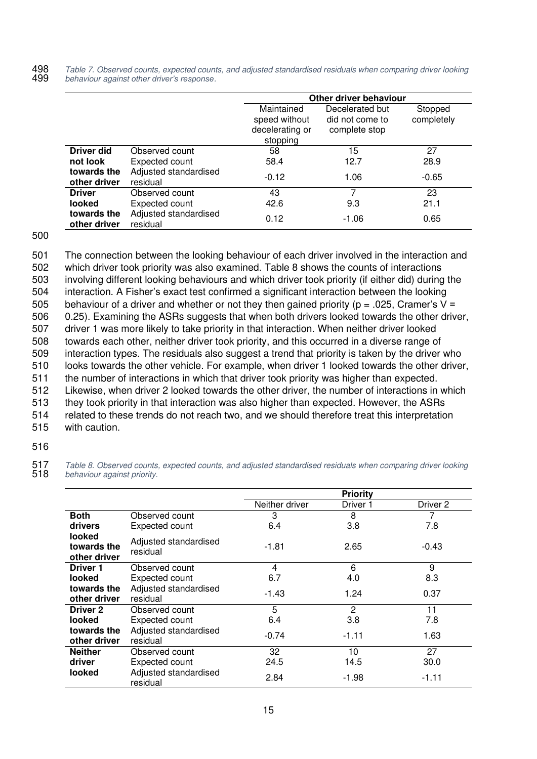*Table 7. Observed counts, expected counts, and adjusted standardised residuals when comparing driver looking behaviour against other driver's response.*

| | | Other driver behaviour | | |
|---|---|---|---|---|
| | | Maintained speed without decelerating or stopping | Decelerated but did not come to complete stop | Stopped completely |
| **Driver did not look towards the other driver** | Observed count | 58 | 15 | 27 |
| | Expected count | 58.4 | 12.7 | 28.9 |
| | Adjusted standardised residual | -0.12 | 1.06 | -0.65 |
| **Driver looked towards the other driver** | Observed count | 43 | 7 | 23 |
| | Expected count | 42.6 | 9.3 | 21.1 |
| | Adjusted standardised residual | 0.12 | -1.06 | 0.65 |

The connection between the looking behaviour of each driver involved in the interaction and which driver took priority was also examined. Table 8 shows the counts of interactions involving different looking behaviours and which driver took priority (if either did) during the interaction. A Fisher's exact test confirmed a significant interaction between the looking behaviour of a driver and whether or not they then gained priority ($p = .025$, Cramer's $V = 0.25$). Examining the ASRs suggests that when both drivers looked towards the other driver, driver 1 was more likely to take priority in that interaction. When neither driver looked towards each other, neither driver took priority, and this occurred in a diverse range of interaction types. The residuals also suggest a trend that priority is taken by the driver who looks towards the other vehicle. For example, when driver 1 looked towards the other driver, the number of interactions in which that driver took priority was higher than expected. Likewise, when driver 2 looked towards the other driver, the number of interactions in which they took priority in that interaction was also higher than expected. However, the ASRs related to these trends do not reach two, and we should therefore treat this interpretation with caution.

*Table 8. Observed counts, expected counts, and adjusted standardised residuals when comparing driver looking behaviour against priority.*

| | | Priority | | |
|---|---|---|---|---|
| | | Neither driver | Driver 1 | Driver 2 |
| **Both drivers looked towards the other driver** | Observed count | 3 | 8 | 7 |
| | Expected count | 6.4 | 3.8 | 7.8 |
| | Adjusted standardised residual | -1.81 | 2.65 | -0.43 |
| **Driver 1 looked towards the other driver** | Observed count | 4 | 6 | 9 |
| | Expected count | 6.7 | 4.0 | 8.3 |
| | Adjusted standardised residual | -1.43 | 1.24 | 0.37 |
| **Driver 2 looked towards the other driver** | Observed count | 5 | 2 | 11 |
| | Expected count | 6.4 | 3.8 | 7.8 |
| | Adjusted standardised residual | -0.74 | -1.11 | 1.63 |
| **Neither driver looked** | Observed count | 32 | 10 | 27 |
| | Expected count | 24.5 | 14.5 | 30.0 |
| | Adjusted standardised residual | 2.84 | -1.98 | -1.11 |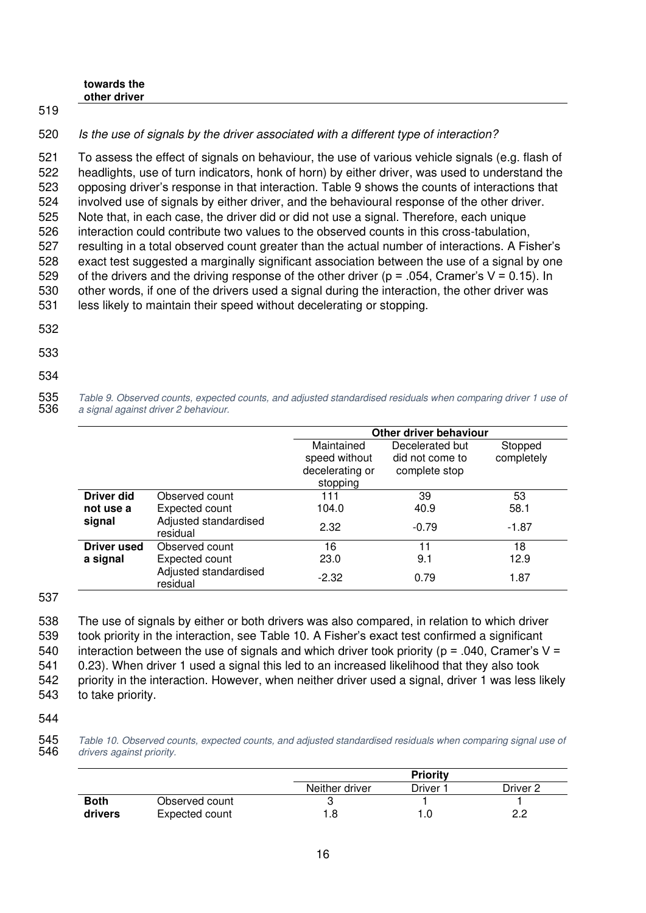towards the other driver

*Is the use of signals by the driver associated with a different type of interaction?*

To assess the effect of signals on behaviour, the use of various vehicle signals (e.g. flash of headlights, use of turn indicators, honk of horn) by either driver, was used to understand the opposing driver's response in that interaction. Table 9 shows the counts of interactions that involved use of signals by either driver, and the behavioural response of the other driver. Note that, in each case, the driver did or did not use a signal. Therefore, each unique interaction could contribute two values to the observed counts in this cross-tabulation, resulting in a total observed count greater than the actual number of interactions. A Fisher's exact test suggested a marginally significant association between the use of a signal by one of the drivers and the driving response of the other driver ($p = .054$, Cramer's $V = 0.15$). In other words, if one of the drivers used a signal during the interaction, the other driver was less likely to maintain their speed without decelerating or stopping.

*Table 9. Observed counts, expected counts, and adjusted standardised residuals when comparing driver 1 use of a signal against driver 2 behaviour.*

| | | Other driver behaviour | | |
|---|---|---|---|---|
| | | Maintained speed without decelerating or stopping | Decelerated but did not come to complete stop | Stopped completely |
| **Driver did not use a signal** | Observed count | 111 | 39 | 53 |
| | Expected count | 104.0 | 40.9 | 58.1 |
| | Adjusted standardised residual | 2.32 | -0.79 | -1.87 |
| **Driver used a signal** | Observed count | 16 | 11 | 18 |
| | Expected count | 23.0 | 9.1 | 12.9 |
| | Adjusted standardised residual | -2.32 | 0.79 | 1.87 |

The use of signals by either or both drivers was also compared, in relation to which driver took priority in the interaction, see Table 10. A Fisher's exact test confirmed a significant interaction between the use of signals and which driver took priority ($p = .040$, Cramer's $V = 0.23$). When driver 1 used a signal this led to an increased likelihood that they also took priority in the interaction. However, when neither driver used a signal, driver 1 was less likely to take priority.

*Table 10. Observed counts, expected counts, and adjusted standardised residuals when comparing signal use of drivers against priority.*

| | | Priority | | |
|---|---|---|---|---|
| | | Neither driver | Driver 1 | Driver 2 |
| **Both drivers** | Observed count | 3 | 1 | 1 |
| | Expected count | 1.8 | 1.0 | 2.2 |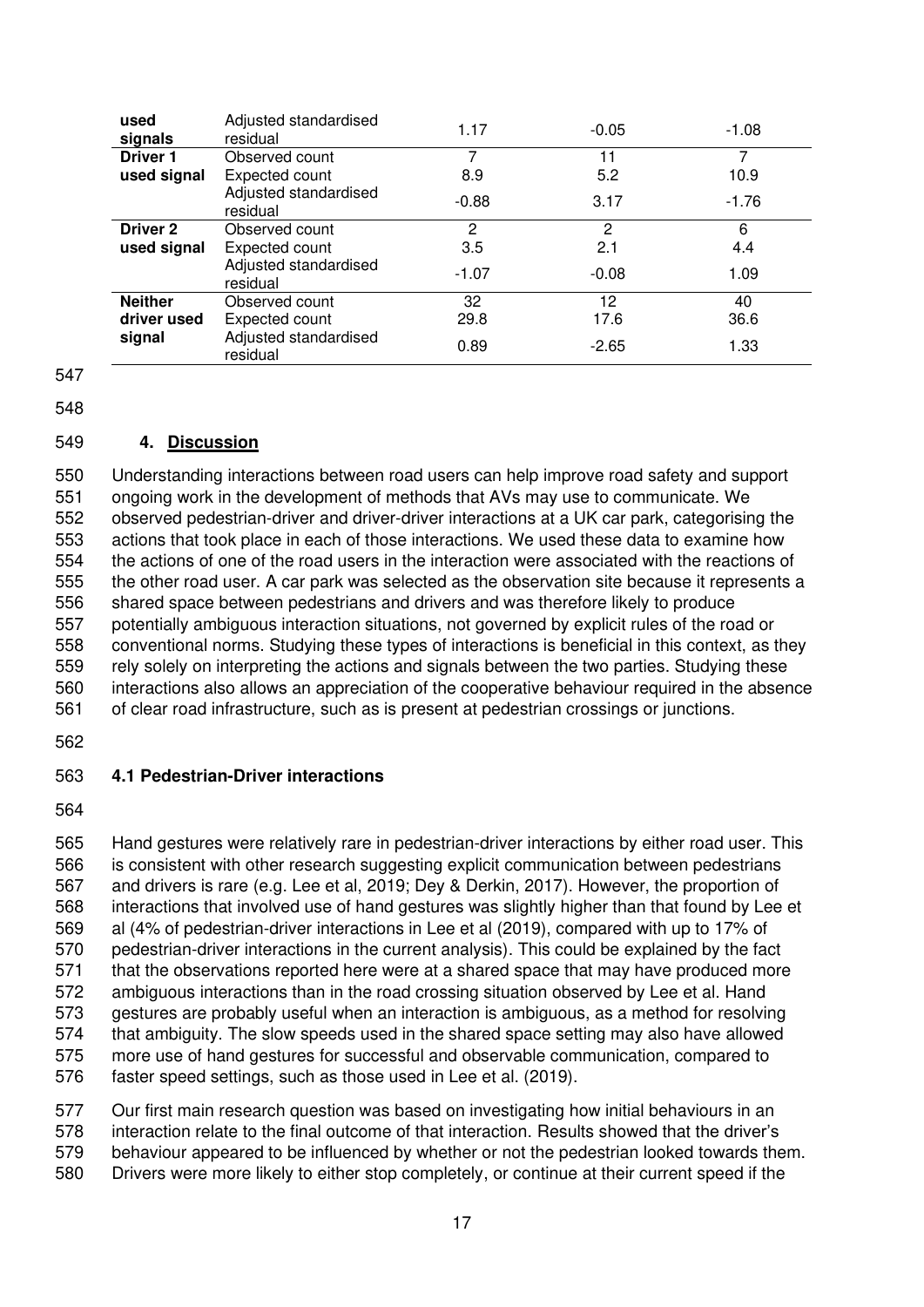| | | | | |
|---|---|---|---|---|
| **used signals** | Adjusted standardised residual | 1.17 | -0.05 | -1.08 |
| **Driver 1 used signal** | Observed count | 7 | 11 | 7 |
| | Expected count | 8.9 | 5.2 | 10.9 |
| | Adjusted standardised residual | -0.88 | 3.17 | -1.76 |
| **Driver 2 used signal** | Observed count | 2 | 2 | 6 |
| | Expected count | 3.5 | 2.1 | 4.4 |
| | Adjusted standardised residual | -1.07 | -0.08 | 1.09 |
| **Neither driver used signal** | Observed count | 32 | 12 | 40 |
| | Expected count | 29.8 | 17.6 | 36.6 |
| | Adjusted standardised residual | 0.89 | -2.65 | 1.33 |

## 4. Discussion

Understanding interactions between road users can help improve road safety and support ongoing work in the development of methods that AVs may use to communicate. We observed pedestrian-driver and driver-driver interactions at a UK car park, categorising the actions that took place in each of those interactions. We used these data to examine how the actions of one of the road users in the interaction were associated with the reactions of the other road user. A car park was selected as the observation site because it represents a shared space between pedestrians and drivers and was therefore likely to produce potentially ambiguous interaction situations, not governed by explicit rules of the road or conventional norms. Studying these types of interactions is beneficial in this context, as they rely solely on interpreting the actions and signals between the two parties. Studying these interactions also allows an appreciation of the cooperative behaviour required in the absence of clear road infrastructure, such as is present at pedestrian crossings or junctions.

### 4.1 Pedestrian-Driver interactions

Hand gestures were relatively rare in pedestrian-driver interactions by either road user. This is consistent with other research suggesting explicit communication between pedestrians and drivers is rare (e.g. Lee et al, 2019; Dey & Derkin, 2017). However, the proportion of interactions that involved use of hand gestures was slightly higher than that found by Lee et al (4% of pedestrian-driver interactions in Lee et al (2019), compared with up to 17% of pedestrian-driver interactions in the current analysis). This could be explained by the fact that the observations reported here were at a shared space that may have produced more ambiguous interactions than in the road crossing situation observed by Lee et al. Hand gestures are probably useful when an interaction is ambiguous, as a method for resolving that ambiguity. The slow speeds used in the shared space setting may also have allowed more use of hand gestures for successful and observable communication, compared to faster speed settings, such as those used in Lee et al. (2019).

Our first main research question was based on investigating how initial behaviours in an interaction relate to the final outcome of that interaction. Results showed that the driver's behaviour appeared to be influenced by whether or not the pedestrian looked towards them. Drivers were more likely to either stop completely, or continue at their current speed if the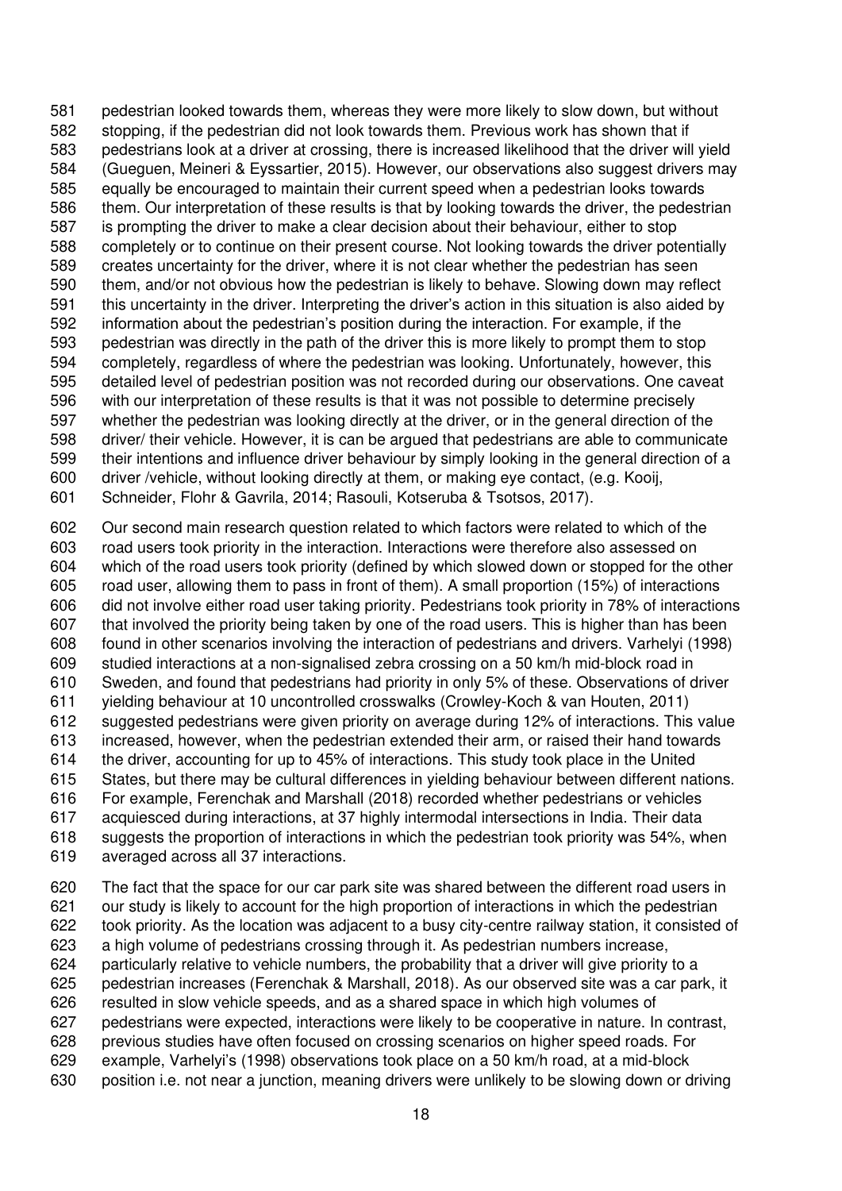pedestrian looked towards them, whereas they were more likely to slow down, but without stopping, if the pedestrian did not look towards them. Previous work has shown that if pedestrians look at a driver at crossing, there is increased likelihood that the driver will yield (Gueguen, Meineri & Eyssartier, 2015). However, our observations also suggest drivers may equally be encouraged to maintain their current speed when a pedestrian looks towards them. Our interpretation of these results is that by looking towards the driver, the pedestrian is prompting the driver to make a clear decision about their behaviour, either to stop completely or to continue on their present course. Not looking towards the driver potentially creates uncertainty for the driver, where it is not clear whether the pedestrian has seen them, and/or not obvious how the pedestrian is likely to behave. Slowing down may reflect this uncertainty in the driver. Interpreting the driver's action in this situation is also aided by information about the pedestrian's position during the interaction. For example, if the pedestrian was directly in the path of the driver this is more likely to prompt them to stop completely, regardless of where the pedestrian was looking. Unfortunately, however, this detailed level of pedestrian position was not recorded during our observations. One caveat with our interpretation of these results is that it was not possible to determine precisely whether the pedestrian was looking directly at the driver, or in the general direction of the driver/ their vehicle. However, it is can be argued that pedestrians are able to communicate their intentions and influence driver behaviour by simply looking in the general direction of a driver /vehicle, without looking directly at them, or making eye contact, (e.g. Kooij, Schneider, Flohr & Gavrila, 2014; Rasouli, Kotseruba & Tsotsos, 2017).

Our second main research question related to which factors were related to which of the road users took priority in the interaction. Interactions were therefore also assessed on which of the road users took priority (defined by which slowed down or stopped for the other road user, allowing them to pass in front of them). A small proportion (15%) of interactions did not involve either road user taking priority. Pedestrians took priority in 78% of interactions that involved the priority being taken by one of the road users. This is higher than has been found in other scenarios involving the interaction of pedestrians and drivers. Varhelyi (1998) studied interactions at a non-signalised zebra crossing on a 50 km/h mid-block road in Sweden, and found that pedestrians had priority in only 5% of these. Observations of driver yielding behaviour at 10 uncontrolled crosswalks (Crowley-Koch & van Houten, 2011) suggested pedestrians were given priority on average during 12% of interactions. This value increased, however, when the pedestrian extended their arm, or raised their hand towards the driver, accounting for up to 45% of interactions. This study took place in the United States, but there may be cultural differences in yielding behaviour between different nations. For example, Ferenchak and Marshall (2018) recorded whether pedestrians or vehicles acquiesced during interactions, at 37 highly intermodal intersections in India. Their data suggests the proportion of interactions in which the pedestrian took priority was 54%, when averaged across all 37 interactions.

The fact that the space for our car park site was shared between the different road users in our study is likely to account for the high proportion of interactions in which the pedestrian took priority. As the location was adjacent to a busy city-centre railway station, it consisted of a high volume of pedestrians crossing through it. As pedestrian numbers increase, particularly relative to vehicle numbers, the probability that a driver will give priority to a pedestrian increases (Ferenchak & Marshall, 2018). As our observed site was a car park, it resulted in slow vehicle speeds, and as a shared space in which high volumes of pedestrians were expected, interactions were likely to be cooperative in nature. In contrast, previous studies have often focused on crossing scenarios on higher speed roads. For example, Varhelyi's (1998) observations took place on a 50 km/h road, at a mid-block position i.e. not near a junction, meaning drivers were unlikely to be slowing down or driving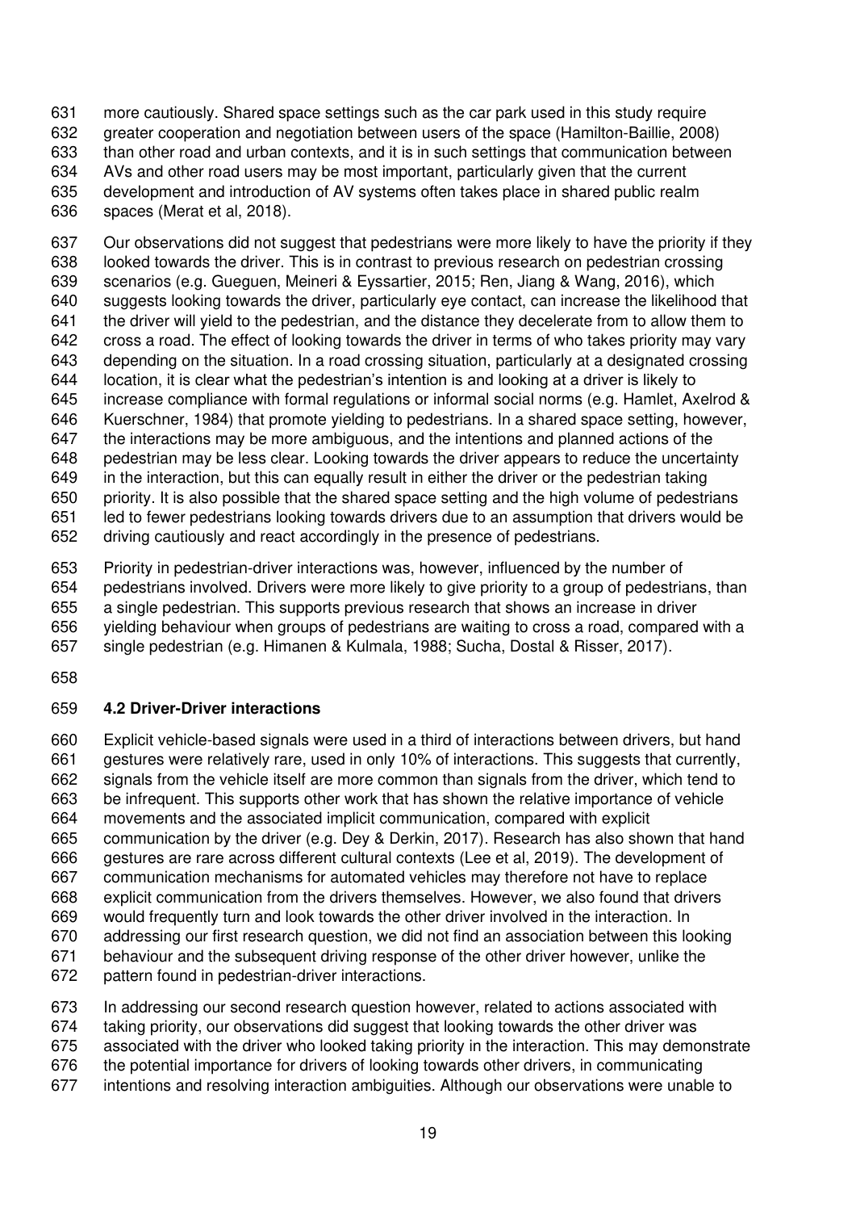more cautiously. Shared space settings such as the car park used in this study require greater cooperation and negotiation between users of the space (Hamilton-Baillie, 2008) than other road and urban contexts, and it is in such settings that communication between AVs and other road users may be most important, particularly given that the current development and introduction of AV systems often takes place in shared public realm spaces (Merat et al, 2018).

Our observations did not suggest that pedestrians were more likely to have the priority if they looked towards the driver. This is in contrast to previous research on pedestrian crossing scenarios (e.g. Gueguen, Meineri & Eyssartier, 2015; Ren, Jiang & Wang, 2016), which suggests looking towards the driver, particularly eye contact, can increase the likelihood that the driver will yield to the pedestrian, and the distance they decelerate from to allow them to cross a road. The effect of looking towards the driver in terms of who takes priority may vary depending on the situation. In a road crossing situation, particularly at a designated crossing location, it is clear what the pedestrian's intention is and looking at a driver is likely to increase compliance with formal regulations or informal social norms (e.g. Hamlet, Axelrod & Kuerschner, 1984) that promote yielding to pedestrians. In a shared space setting, however, the interactions may be more ambiguous, and the intentions and planned actions of the pedestrian may be less clear. Looking towards the driver appears to reduce the uncertainty in the interaction, but this can equally result in either the driver or the pedestrian taking priority. It is also possible that the shared space setting and the high volume of pedestrians led to fewer pedestrians looking towards drivers due to an assumption that drivers would be driving cautiously and react accordingly in the presence of pedestrians.

Priority in pedestrian-driver interactions was, however, influenced by the number of pedestrians involved. Drivers were more likely to give priority to a group of pedestrians, than a single pedestrian. This supports previous research that shows an increase in driver yielding behaviour when groups of pedestrians are waiting to cross a road, compared with a single pedestrian (e.g. Himanen & Kulmala, 1988; Sucha, Dostal & Risser, 2017).

**4.2 Driver-Driver interactions**

Explicit vehicle-based signals were used in a third of interactions between drivers, but hand gestures were relatively rare, used in only 10% of interactions. This suggests that currently, signals from the vehicle itself are more common than signals from the driver, which tend to be infrequent. This supports other work that has shown the relative importance of vehicle movements and the associated implicit communication, compared with explicit communication by the driver (e.g. Dey & Derkin, 2017). Research has also shown that hand gestures are rare across different cultural contexts (Lee et al, 2019). The development of communication mechanisms for automated vehicles may therefore not have to replace explicit communication from the drivers themselves. However, we also found that drivers would frequently turn and look towards the other driver involved in the interaction. In addressing our first research question, we did not find an association between this looking behaviour and the subsequent driving response of the other driver however, unlike the pattern found in pedestrian-driver interactions.

In addressing our second research question however, related to actions associated with taking priority, our observations did suggest that looking towards the other driver was associated with the driver who looked taking priority in the interaction. This may demonstrate the potential importance for drivers of looking towards other drivers, in communicating intentions and resolving interaction ambiguities. Although our observations were unable to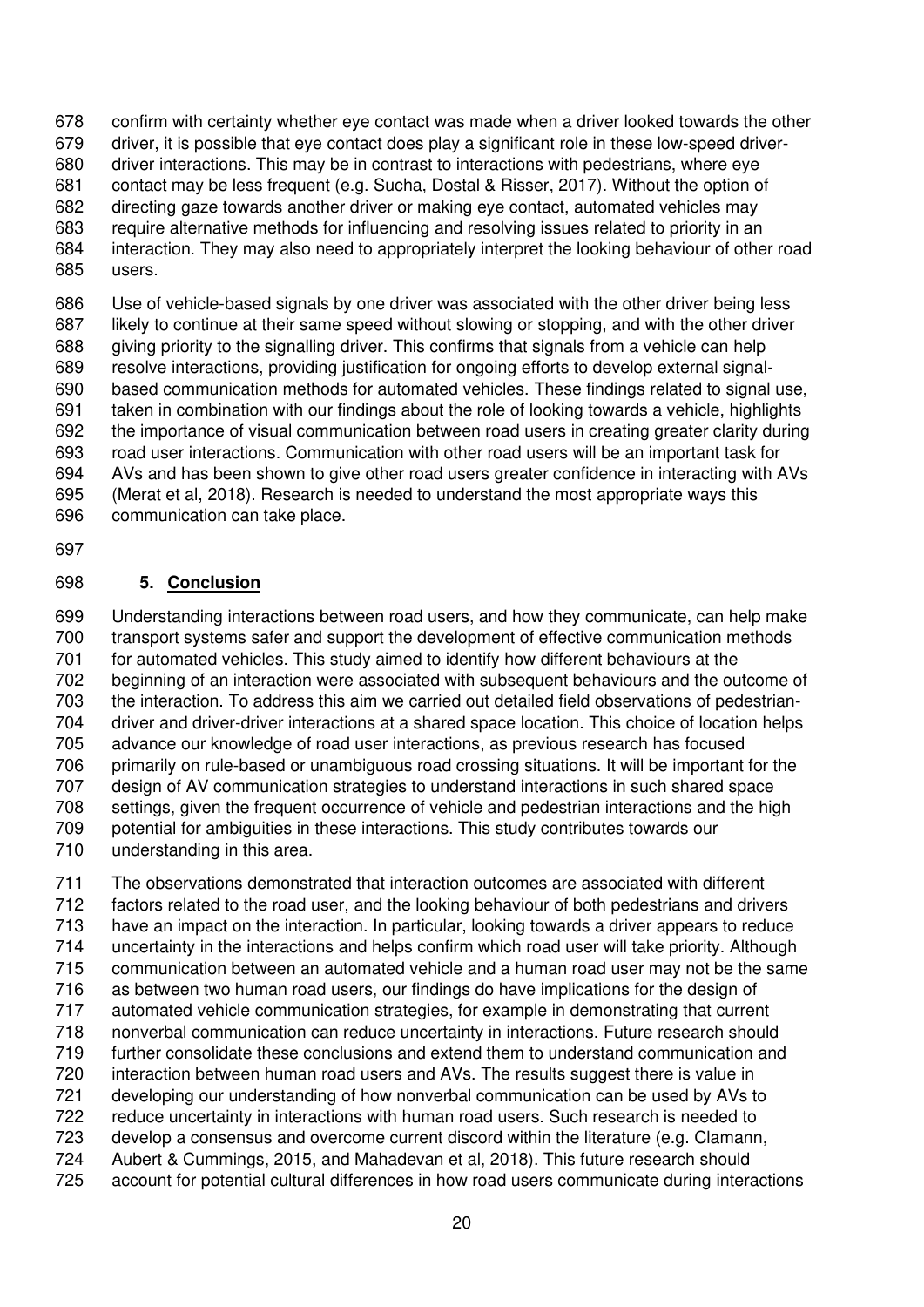confirm with certainty whether eye contact was made when a driver looked towards the other driver, it is possible that eye contact does play a significant role in these low-speed driver-driver interactions. This may be in contrast to interactions with pedestrians, where eye contact may be less frequent (e.g. Sucha, Dostal & Risser, 2017). Without the option of directing gaze towards another driver or making eye contact, automated vehicles may require alternative methods for influencing and resolving issues related to priority in an interaction. They may also need to appropriately interpret the looking behaviour of other road users.

Use of vehicle-based signals by one driver was associated with the other driver being less likely to continue at their same speed without slowing or stopping, and with the other driver giving priority to the signalling driver. This confirms that signals from a vehicle can help resolve interactions, providing justification for ongoing efforts to develop external signal-based communication methods for automated vehicles. These findings related to signal use, taken in combination with our findings about the role of looking towards a vehicle, highlights the importance of visual communication between road users in creating greater clarity during road user interactions. Communication with other road users will be an important task for AVs and has been shown to give other road users greater confidence in interacting with AVs (Merat et al, 2018). Research is needed to understand the most appropriate ways this communication can take place.

## 5. Conclusion

Understanding interactions between road users, and how they communicate, can help make transport systems safer and support the development of effective communication methods for automated vehicles. This study aimed to identify how different behaviours at the beginning of an interaction were associated with subsequent behaviours and the outcome of the interaction. To address this aim we carried out detailed field observations of pedestrian-driver and driver-driver interactions at a shared space location. This choice of location helps advance our knowledge of road user interactions, as previous research has focused primarily on rule-based or unambiguous road crossing situations. It will be important for the design of AV communication strategies to understand interactions in such shared space settings, given the frequent occurrence of vehicle and pedestrian interactions and the high potential for ambiguities in these interactions. This study contributes towards our understanding in this area.

The observations demonstrated that interaction outcomes are associated with different factors related to the road user, and the looking behaviour of both pedestrians and drivers have an impact on the interaction. In particular, looking towards a driver appears to reduce uncertainty in the interactions and helps confirm which road user will take priority. Although communication between an automated vehicle and a human road user may not be the same as between two human road users, our findings do have implications for the design of automated vehicle communication strategies, for example in demonstrating that current nonverbal communication can reduce uncertainty in interactions. Future research should further consolidate these conclusions and extend them to understand communication and interaction between human road users and AVs. The results suggest there is value in developing our understanding of how nonverbal communication can be used by AVs to reduce uncertainty in interactions with human road users. Such research is needed to develop a consensus and overcome current discord within the literature (e.g. Clamann, Aubert & Cummings, 2015, and Mahadevan et al, 2018). This future research should account for potential cultural differences in how road users communicate during interactions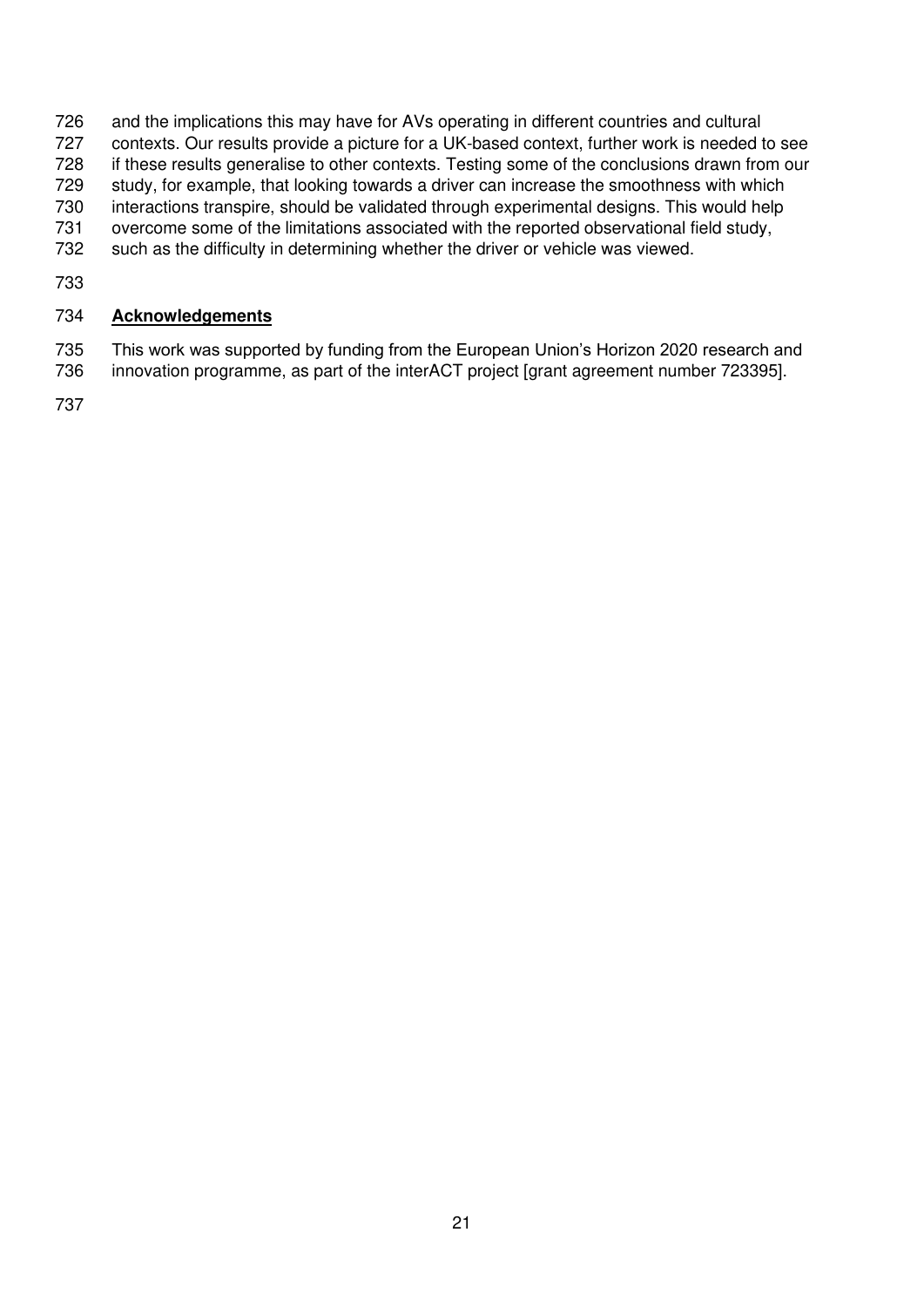and the implications this may have for AVs operating in different countries and cultural contexts. Our results provide a picture for a UK-based context, further work is needed to see if these results generalise to other contexts. Testing some of the conclusions drawn from our study, for example, that looking towards a driver can increase the smoothness with which interactions transpire, should be validated through experimental designs. This would help overcome some of the limitations associated with the reported observational field study, such as the difficulty in determining whether the driver or vehicle was viewed.

## Acknowledgements

This work was supported by funding from the European Union's Horizon 2020 research and innovation programme, as part of the interACT project [grant agreement number 723395].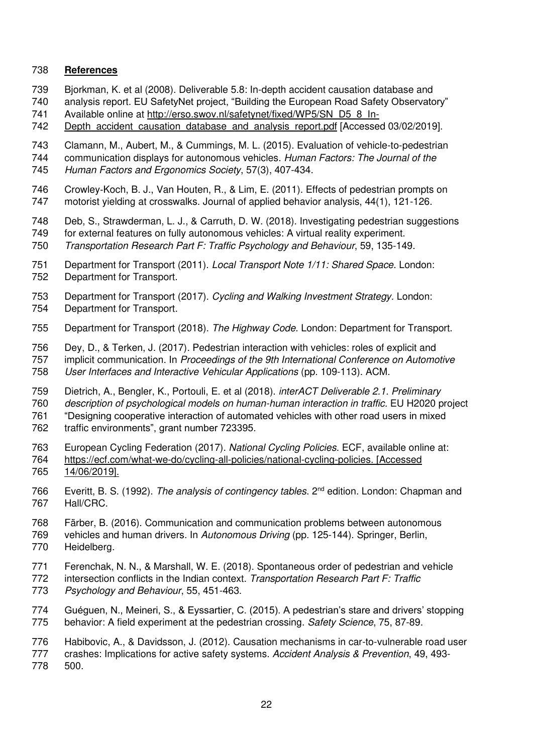## References

Bjorkman, K. et al (2008). Deliverable 5.8: In-depth accident causation database and analysis report. EU SafetyNet project, "Building the European Road Safety Observatory" Available online at http://erso.swov.nl/safetynet/fixed/WP5/SN_D5_8_In-Depth_accident_causation_database_and_analysis_report.pdf [Accessed 03/02/2019].

Clamann, M., Aubert, M., & Cummings, M. L. (2015). Evaluation of vehicle-to-pedestrian communication displays for autonomous vehicles. *Human Factors: The Journal of the Human Factors and Ergonomics Society*, 57(3), 407-434.

Crowley-Koch, B. J., Van Houten, R., & Lim, E. (2011). Effects of pedestrian prompts on motorist yielding at crosswalks. Journal of applied behavior analysis, 44(1), 121-126.

Deb, S., Strawderman, L. J., & Carruth, D. W. (2018). Investigating pedestrian suggestions for external features on fully autonomous vehicles: A virtual reality experiment. *Transportation Research Part F: Traffic Psychology and Behaviour*, 59, 135-149.

Department for Transport (2011). *Local Transport Note 1/11: Shared Space.* London: Department for Transport.

Department for Transport (2017). *Cycling and Walking Investment Strategy.* London: Department for Transport.

Department for Transport (2018). *The Highway Code.* London: Department for Transport.

Dey, D., & Terken, J. (2017). Pedestrian interaction with vehicles: roles of explicit and implicit communication. In *Proceedings of the 9th International Conference on Automotive User Interfaces and Interactive Vehicular Applications* (pp. 109-113). ACM.

Dietrich, A., Bengler, K., Portouli, E. et al (2018). *interACT Deliverable 2.1. Preliminary description of psychological models on human-human interaction in traffic.* EU H2020 project "Designing cooperative interaction of automated vehicles with other road users in mixed traffic environments", grant number 723395.

European Cycling Federation (2017). *National Cycling Policies.* ECF, available online at: https://ecf.com/what-we-do/cycling-all-policies/national-cycling-policies. [Accessed 14/06/2019].

Everitt, B. S. (1992). *The analysis of contingency tables*. 2nd edition. London: Chapman and Hall/CRC.

Färber, B. (2016). Communication and communication problems between autonomous vehicles and human drivers. In *Autonomous Driving* (pp. 125-144). Springer, Berlin, Heidelberg.

Ferenchak, N. N., & Marshall, W. E. (2018). Spontaneous order of pedestrian and vehicle intersection conflicts in the Indian context. *Transportation Research Part F: Traffic Psychology and Behaviour*, 55, 451-463.

Guéguen, N., Meineri, S., & Eyssartier, C. (2015). A pedestrian's stare and drivers' stopping behavior: A field experiment at the pedestrian crossing. *Safety Science*, 75, 87-89.

Habibovic, A., & Davidsson, J. (2012). Causation mechanisms in car-to-vulnerable road user crashes: Implications for active safety systems. *Accident Analysis & Prevention*, 49, 493-500.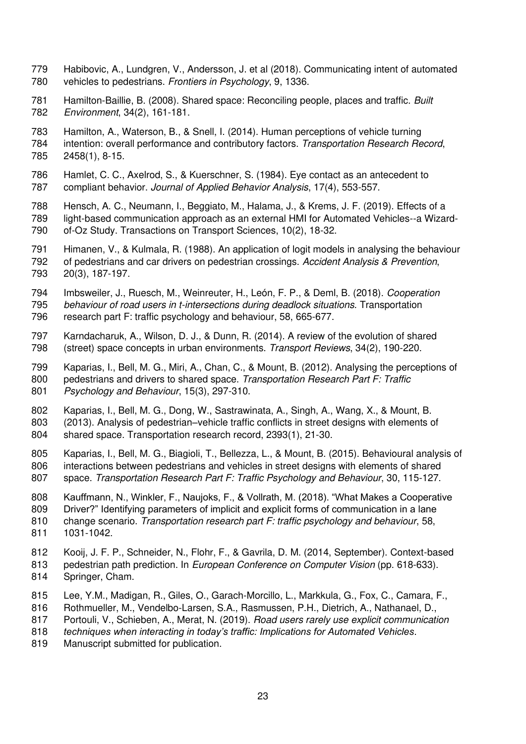Habibovic, A., Lundgren, V., Andersson, J. et al (2018). Communicating intent of automated vehicles to pedestrians. *Frontiers in Psychology*, 9, 1336.

Hamilton-Baillie, B. (2008). Shared space: Reconciling people, places and traffic. *Built Environment*, 34(2), 161-181.

Hamilton, A., Waterson, B., & Snell, I. (2014). Human perceptions of vehicle turning intention: overall performance and contributory factors. *Transportation Research Record*, 2458(1), 8-15.

Hamlet, C. C., Axelrod, S., & Kuerschner, S. (1984). Eye contact as an antecedent to compliant behavior. *Journal of Applied Behavior Analysis*, 17(4), 553-557.

Hensch, A. C., Neumann, I., Beggiato, M., Halama, J., & Krems, J. F. (2019). Effects of a light-based communication approach as an external HMI for Automated Vehicles--a Wizard-of-Oz Study. Transactions on Transport Sciences, 10(2), 18-32.

Himanen, V., & Kulmala, R. (1988). An application of logit models in analysing the behaviour of pedestrians and car drivers on pedestrian crossings. *Accident Analysis & Prevention*, 20(3), 187-197.

Imbsweiler, J., Ruesch, M., Weinreuter, H., León, F. P., & Deml, B. (2018). *Cooperation behaviour of road users in t-intersections during deadlock situations.* Transportation research part F: traffic psychology and behaviour, 58, 665-677.

Karndacharuk, A., Wilson, D. J., & Dunn, R. (2014). A review of the evolution of shared (street) space concepts in urban environments. *Transport Reviews*, 34(2), 190-220.

Kaparias, I., Bell, M. G., Miri, A., Chan, C., & Mount, B. (2012). Analysing the perceptions of pedestrians and drivers to shared space. *Transportation Research Part F: Traffic Psychology and Behaviour*, 15(3), 297-310.

Kaparias, I., Bell, M. G., Dong, W., Sastrawinata, A., Singh, A., Wang, X., & Mount, B. (2013). Analysis of pedestrian–vehicle traffic conflicts in street designs with elements of shared space. Transportation research record, 2393(1), 21-30.

Kaparias, I., Bell, M. G., Biagioli, T., Bellezza, L., & Mount, B. (2015). Behavioural analysis of interactions between pedestrians and vehicles in street designs with elements of shared space. *Transportation Research Part F: Traffic Psychology and Behaviour*, 30, 115-127.

Kauffmann, N., Winkler, F., Naujoks, F., & Vollrath, M. (2018). "What Makes a Cooperative Driver?" Identifying parameters of implicit and explicit forms of communication in a lane change scenario. *Transportation research part F: traffic psychology and behaviour*, 58, 1031-1042.

Kooij, J. F. P., Schneider, N., Flohr, F., & Gavrila, D. M. (2014, September). Context-based pedestrian path prediction. In *European Conference on Computer Vision* (pp. 618-633). Springer, Cham.

Lee, Y.M., Madigan, R., Giles, O., Garach-Morcillo, L., Markkula, G., Fox, C., Camara, F., Rothmueller, M., Vendelbo-Larsen, S.A., Rasmussen, P.H., Dietrich, A., Nathanael, D., Portouli, V., Schieben, A., Merat, N. (2019). *Road users rarely use explicit communication techniques when interacting in today's traffic: Implications for Automated Vehicles*. Manuscript submitted for publication.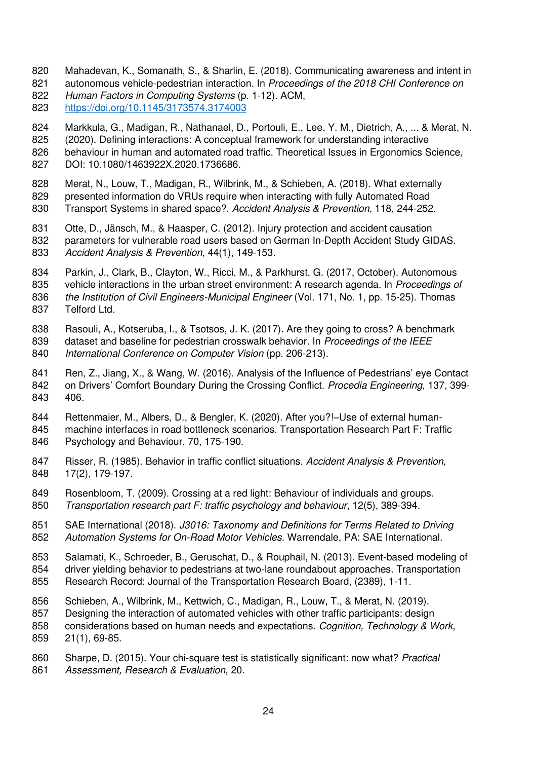Mahadevan, K., Somanath, S., & Sharlin, E. (2018). Communicating awareness and intent in autonomous vehicle-pedestrian interaction. In *Proceedings of the 2018 CHI Conference on Human Factors in Computing Systems* (p. 1-12). ACM, https://doi.org/10.1145/3173574.3174003

Markkula, G., Madigan, R., Nathanael, D., Portouli, E., Lee, Y. M., Dietrich, A., ... & Merat, N. (2020). Defining interactions: A conceptual framework for understanding interactive behaviour in human and automated road traffic. Theoretical Issues in Ergonomics Science, DOI: 10.1080/1463922X.2020.1736686.

Merat, N., Louw, T., Madigan, R., Wilbrink, M., & Schieben, A. (2018). What externally presented information do VRUs require when interacting with fully Automated Road Transport Systems in shared space?. *Accident Analysis & Prevention*, 118, 244-252.

Otte, D., Jänsch, M., & Haasper, C. (2012). Injury protection and accident causation parameters for vulnerable road users based on German In-Depth Accident Study GIDAS. *Accident Analysis & Prevention*, 44(1), 149-153.

Parkin, J., Clark, B., Clayton, W., Ricci, M., & Parkhurst, G. (2017, October). Autonomous vehicle interactions in the urban street environment: A research agenda. In *Proceedings of the Institution of Civil Engineers-Municipal Engineer* (Vol. 171, No. 1, pp. 15-25). Thomas Telford Ltd.

Rasouli, A., Kotseruba, I., & Tsotsos, J. K. (2017). Are they going to cross? A benchmark dataset and baseline for pedestrian crosswalk behavior. In *Proceedings of the IEEE International Conference on Computer Vision* (pp. 206-213).

Ren, Z., Jiang, X., & Wang, W. (2016). Analysis of the Influence of Pedestrians' eye Contact on Drivers' Comfort Boundary During the Crossing Conflict. *Procedia Engineering*, 137, 399-406.

Rettenmaier, M., Albers, D., & Bengler, K. (2020). After you?!–Use of external human-machine interfaces in road bottleneck scenarios. Transportation Research Part F: Traffic Psychology and Behaviour, 70, 175-190.

Risser, R. (1985). Behavior in traffic conflict situations. *Accident Analysis & Prevention*, 17(2), 179-197.

Rosenbloom, T. (2009). Crossing at a red light: Behaviour of individuals and groups. *Transportation research part F: traffic psychology and behaviour*, 12(5), 389-394.

SAE International (2018). *J3016: Taxonomy and Definitions for Terms Related to Driving Automation Systems for On-Road Motor Vehicles.* Warrendale, PA: SAE International.

Salamati, K., Schroeder, B., Geruschat, D., & Rouphail, N. (2013). Event-based modeling of driver yielding behavior to pedestrians at two-lane roundabout approaches. Transportation Research Record: Journal of the Transportation Research Board, (2389), 1-11.

Schieben, A., Wilbrink, M., Kettwich, C., Madigan, R., Louw, T., & Merat, N. (2019). Designing the interaction of automated vehicles with other traffic participants: design considerations based on human needs and expectations. *Cognition, Technology & Work*, 21(1), 69-85.

Sharpe, D. (2015). Your chi-square test is statistically significant: now what? *Practical Assessment, Research & Evaluation*, 20.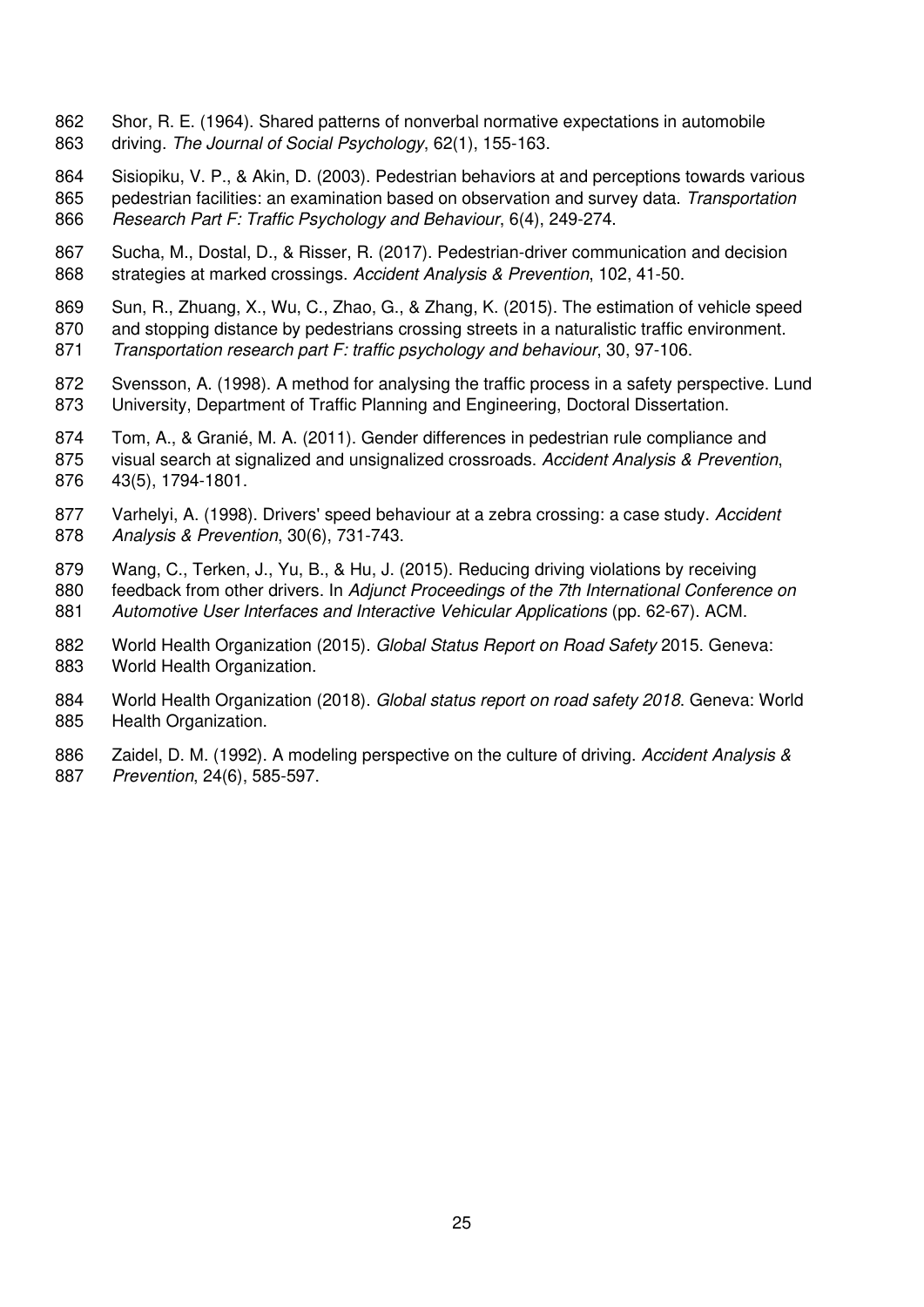Shor, R. E. (1964). Shared patterns of nonverbal normative expectations in automobile driving. *The Journal of Social Psychology*, 62(1), 155-163.

Sisiopiku, V. P., & Akin, D. (2003). Pedestrian behaviors at and perceptions towards various pedestrian facilities: an examination based on observation and survey data. *Transportation Research Part F: Traffic Psychology and Behaviour*, 6(4), 249-274.

Sucha, M., Dostal, D., & Risser, R. (2017). Pedestrian-driver communication and decision strategies at marked crossings. *Accident Analysis & Prevention*, 102, 41-50.

Sun, R., Zhuang, X., Wu, C., Zhao, G., & Zhang, K. (2015). The estimation of vehicle speed and stopping distance by pedestrians crossing streets in a naturalistic traffic environment. *Transportation research part F: traffic psychology and behaviour*, 30, 97-106.

Svensson, A. (1998). A method for analysing the traffic process in a safety perspective. Lund University, Department of Traffic Planning and Engineering, Doctoral Dissertation.

Tom, A., & Granié, M. A. (2011). Gender differences in pedestrian rule compliance and visual search at signalized and unsignalized crossroads. *Accident Analysis & Prevention*, 43(5), 1794-1801.

Varhelyi, A. (1998). Drivers' speed behaviour at a zebra crossing: a case study. *Accident Analysis & Prevention*, 30(6), 731-743.

Wang, C., Terken, J., Yu, B., & Hu, J. (2015). Reducing driving violations by receiving feedback from other drivers. In *Adjunct Proceedings of the 7th International Conference on Automotive User Interfaces and Interactive Vehicular Applications* (pp. 62-67). ACM.

World Health Organization (2015). *Global Status Report on Road Safety* 2015. Geneva: World Health Organization.

World Health Organization (2018). *Global status report on road safety 2018*. Geneva: World Health Organization.

Zaidel, D. M. (1992). A modeling perspective on the culture of driving. *Accident Analysis & Prevention*, 24(6), 585-597.